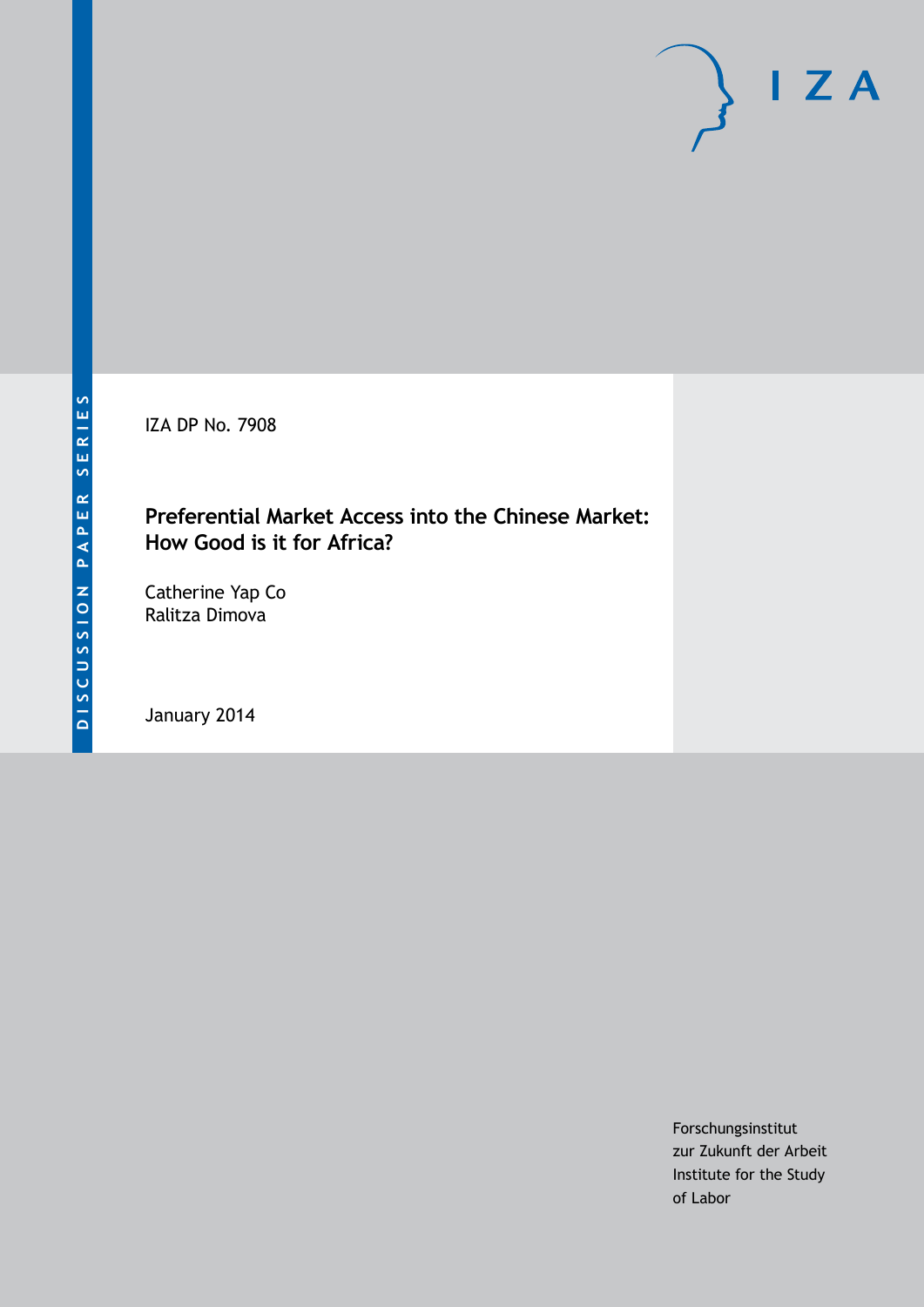DISCUSSION PAPER SERIES

IZA DP No. 7908

# Preferential Market Access into the Chinese Market: How Good is it for Africa?

Catherine Yap Co
Ralitza Dimova

January 2014

Forschungsinstitut
zur Zukunft der Arbeit
Institute for the Study
of Labor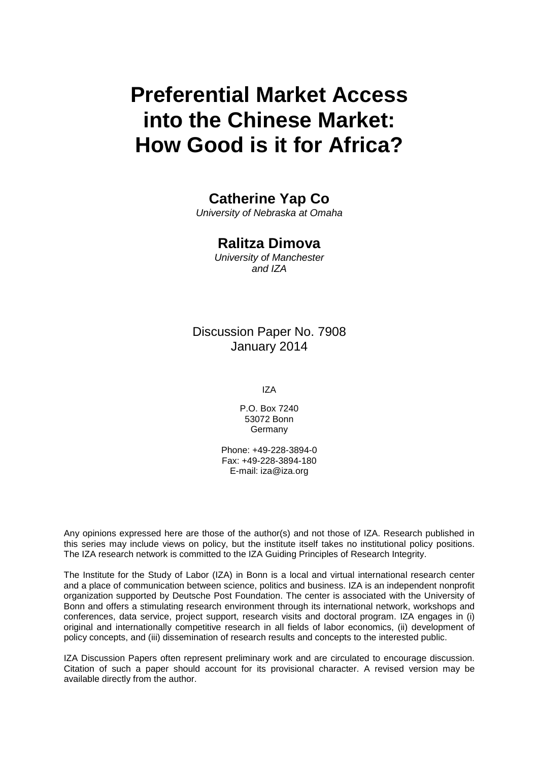# Preferential Market Access into the Chinese Market: How Good is it for Africa?

**Catherine Yap Co**
*University of Nebraska at Omaha*

**Ralitza Dimova**
*University of Manchester and IZA*

Discussion Paper No. 7908
January 2014

IZA

P.O. Box 7240
53072 Bonn
Germany

Phone: +49-228-3894-0
Fax: +49-228-3894-180
E-mail: iza@iza.org

Any opinions expressed here are those of the author(s) and not those of IZA. Research published in this series may include views on policy, but the institute itself takes no institutional policy positions. The IZA research network is committed to the IZA Guiding Principles of Research Integrity.

The Institute for the Study of Labor (IZA) in Bonn is a local and virtual international research center and a place of communication between science, politics and business. IZA is an independent nonprofit organization supported by Deutsche Post Foundation. The center is associated with the University of Bonn and offers a stimulating research environment through its international network, workshops and conferences, data service, project support, research visits and doctoral program. IZA engages in (i) original and internationally competitive research in all fields of labor economics, (ii) development of policy concepts, and (iii) dissemination of research results and concepts to the interested public.

IZA Discussion Papers often represent preliminary work and are circulated to encourage discussion. Citation of such a paper should account for its provisional character. A revised version may be available directly from the author.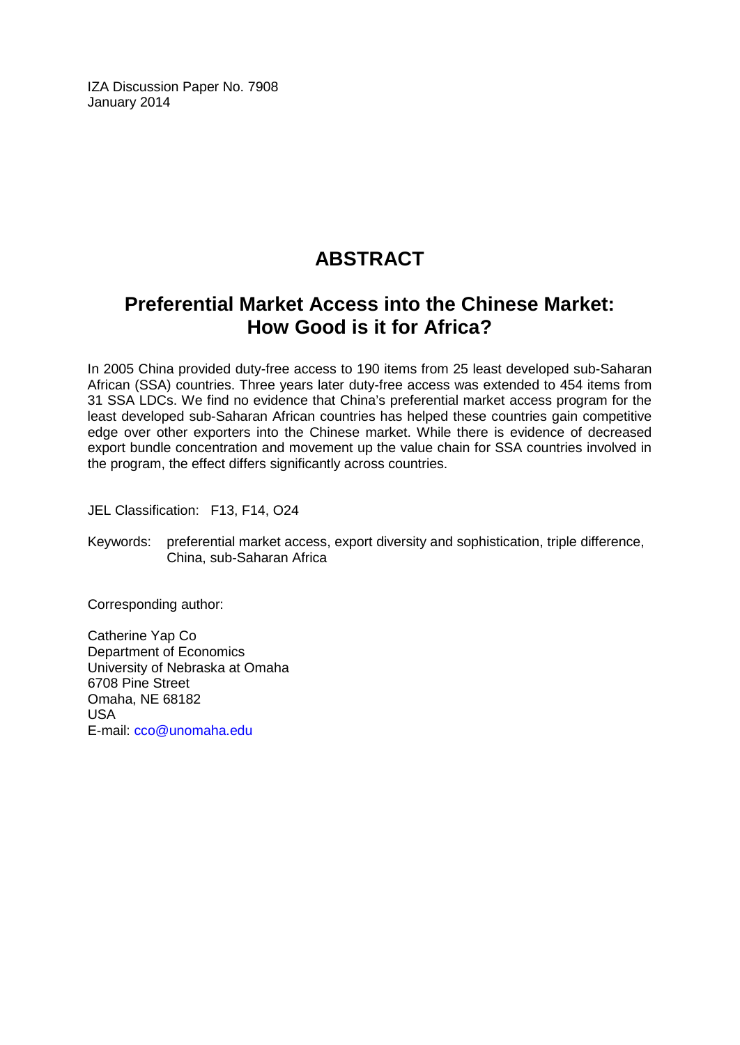IZA Discussion Paper No. 7908
January 2014

# ABSTRACT

## Preferential Market Access into the Chinese Market: How Good is it for Africa?

In 2005 China provided duty-free access to 190 items from 25 least developed sub-Saharan African (SSA) countries. Three years later duty-free access was extended to 454 items from 31 SSA LDCs. We find no evidence that China's preferential market access program for the least developed sub-Saharan African countries has helped these countries gain competitive edge over other exporters into the Chinese market. While there is evidence of decreased export bundle concentration and movement up the value chain for SSA countries involved in the program, the effect differs significantly across countries.

JEL Classification: F13, F14, O24

Keywords: preferential market access, export diversity and sophistication, triple difference, China, sub-Saharan Africa

Corresponding author:

Catherine Yap Co
Department of Economics
University of Nebraska at Omaha
6708 Pine Street
Omaha, NE 68182
USA
E-mail: cco@unomaha.edu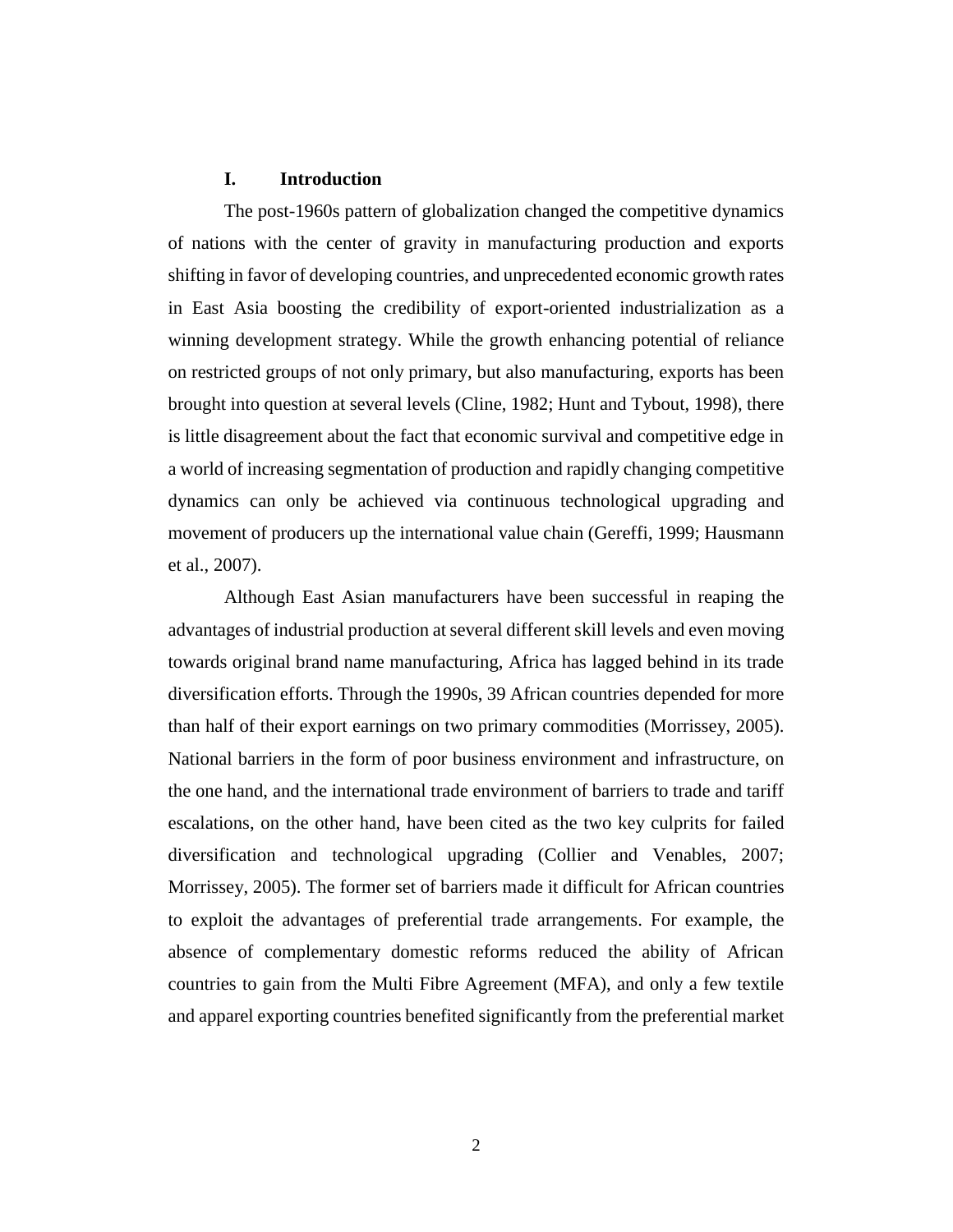## I. Introduction

The post-1960s pattern of globalization changed the competitive dynamics of nations with the center of gravity in manufacturing production and exports shifting in favor of developing countries, and unprecedented economic growth rates in East Asia boosting the credibility of export-oriented industrialization as a winning development strategy. While the growth enhancing potential of reliance on restricted groups of not only primary, but also manufacturing, exports has been brought into question at several levels (Cline, 1982; Hunt and Tybout, 1998), there is little disagreement about the fact that economic survival and competitive edge in a world of increasing segmentation of production and rapidly changing competitive dynamics can only be achieved via continuous technological upgrading and movement of producers up the international value chain (Gereffi, 1999; Hausmann et al., 2007).

Although East Asian manufacturers have been successful in reaping the advantages of industrial production at several different skill levels and even moving towards original brand name manufacturing, Africa has lagged behind in its trade diversification efforts. Through the 1990s, 39 African countries depended for more than half of their export earnings on two primary commodities (Morrissey, 2005). National barriers in the form of poor business environment and infrastructure, on the one hand, and the international trade environment of barriers to trade and tariff escalations, on the other hand, have been cited as the two key culprits for failed diversification and technological upgrading (Collier and Venables, 2007; Morrissey, 2005). The former set of barriers made it difficult for African countries to exploit the advantages of preferential trade arrangements. For example, the absence of complementary domestic reforms reduced the ability of African countries to gain from the Multi Fibre Agreement (MFA), and only a few textile and apparel exporting countries benefited significantly from the preferential market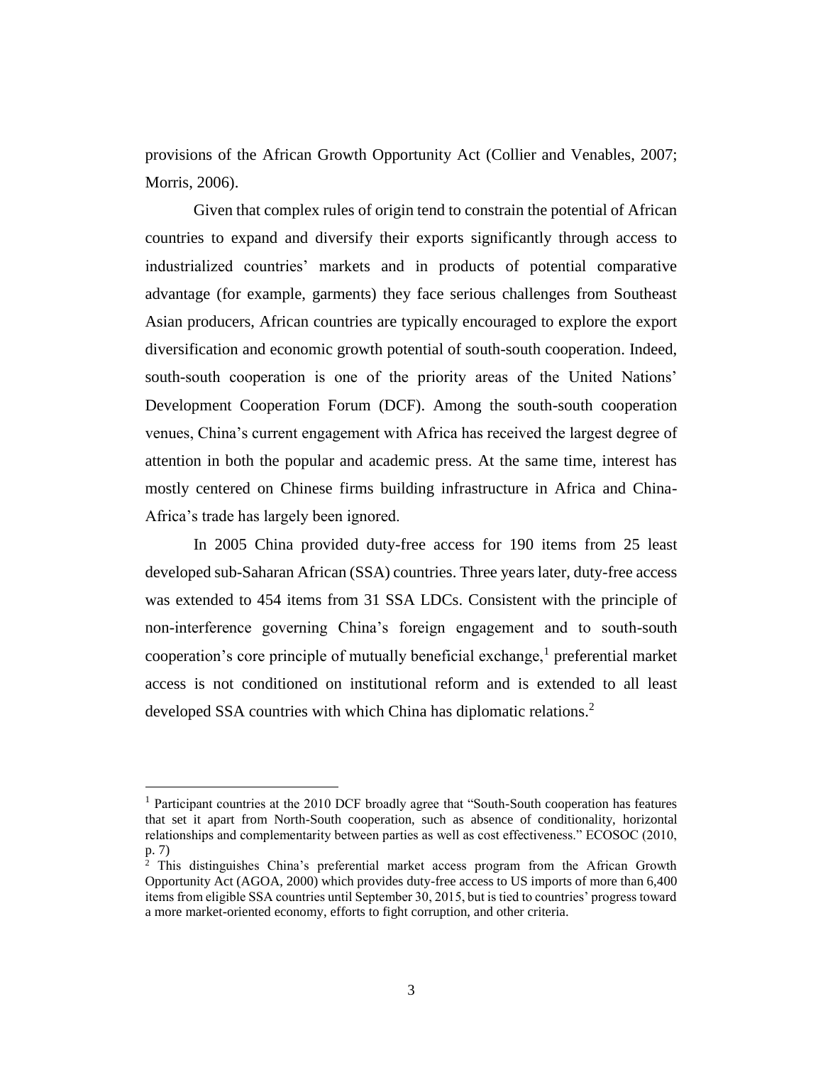provisions of the African Growth Opportunity Act (Collier and Venables, 2007; Morris, 2006).

Given that complex rules of origin tend to constrain the potential of African countries to expand and diversify their exports significantly through access to industrialized countries' markets and in products of potential comparative advantage (for example, garments) they face serious challenges from Southeast Asian producers, African countries are typically encouraged to explore the export diversification and economic growth potential of south-south cooperation. Indeed, south-south cooperation is one of the priority areas of the United Nations' Development Cooperation Forum (DCF). Among the south-south cooperation venues, China's current engagement with Africa has received the largest degree of attention in both the popular and academic press. At the same time, interest has mostly centered on Chinese firms building infrastructure in Africa and China-Africa's trade has largely been ignored.

In 2005 China provided duty-free access for 190 items from 25 least developed sub-Saharan African (SSA) countries. Three years later, duty-free access was extended to 454 items from 31 SSA LDCs. Consistent with the principle of non-interference governing China's foreign engagement and to south-south cooperation's core principle of mutually beneficial exchange,[1] preferential market access is not conditioned on institutional reform and is extended to all least developed SSA countries with which China has diplomatic relations.[2]

---

[1] Participant countries at the 2010 DCF broadly agree that "South-South cooperation has features that set it apart from North-South cooperation, such as absence of conditionality, horizontal relationships and complementarity between parties as well as cost effectiveness." ECOSOC (2010, p. 7)

[2] This distinguishes China's preferential market access program from the African Growth Opportunity Act (AGOA, 2000) which provides duty-free access to US imports of more than 6,400 items from eligible SSA countries until September 30, 2015, but is tied to countries' progress toward a more market-oriented economy, efforts to fight corruption, and other criteria.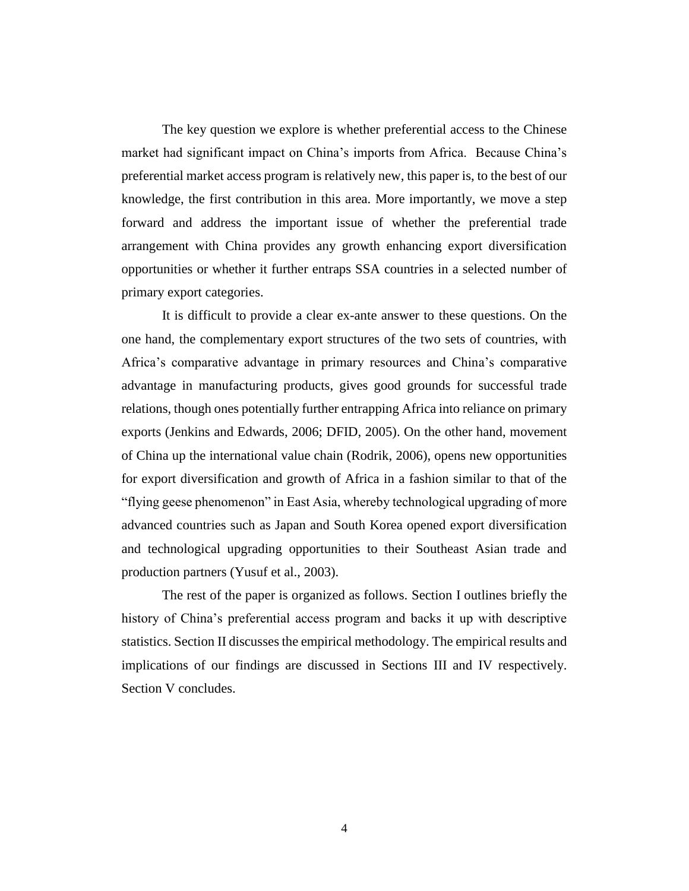The key question we explore is whether preferential access to the Chinese market had significant impact on China's imports from Africa. Because China's preferential market access program is relatively new, this paper is, to the best of our knowledge, the first contribution in this area. More importantly, we move a step forward and address the important issue of whether the preferential trade arrangement with China provides any growth enhancing export diversification opportunities or whether it further entraps SSA countries in a selected number of primary export categories.

It is difficult to provide a clear ex-ante answer to these questions. On the one hand, the complementary export structures of the two sets of countries, with Africa's comparative advantage in primary resources and China's comparative advantage in manufacturing products, gives good grounds for successful trade relations, though ones potentially further entrapping Africa into reliance on primary exports (Jenkins and Edwards, 2006; DFID, 2005). On the other hand, movement of China up the international value chain (Rodrik, 2006), opens new opportunities for export diversification and growth of Africa in a fashion similar to that of the "flying geese phenomenon" in East Asia, whereby technological upgrading of more advanced countries such as Japan and South Korea opened export diversification and technological upgrading opportunities to their Southeast Asian trade and production partners (Yusuf et al., 2003).

The rest of the paper is organized as follows. Section I outlines briefly the history of China's preferential access program and backs it up with descriptive statistics. Section II discusses the empirical methodology. The empirical results and implications of our findings are discussed in Sections III and IV respectively. Section V concludes.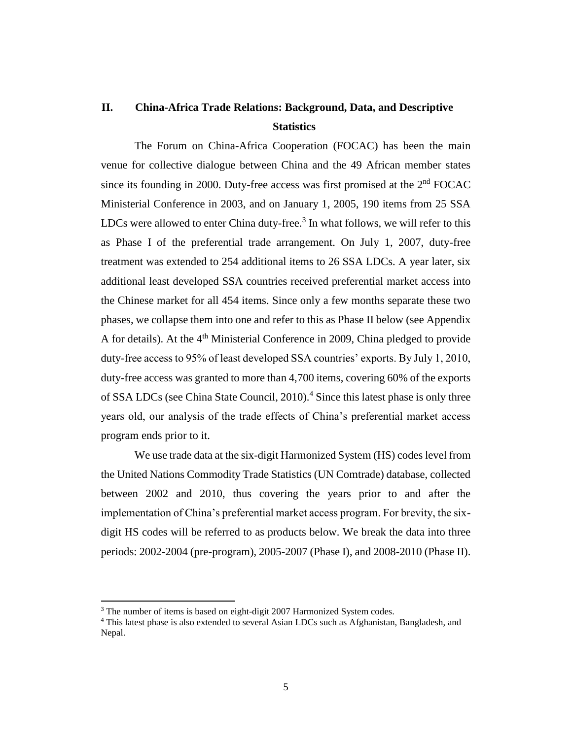## II. China-Africa Trade Relations: Background, Data, and Descriptive Statistics

The Forum on China-Africa Cooperation (FOCAC) has been the main venue for collective dialogue between China and the 49 African member states since its founding in 2000. Duty-free access was first promised at the 2nd FOCAC Ministerial Conference in 2003, and on January 1, 2005, 190 items from 25 SSA LDCs were allowed to enter China duty-free.[3] In what follows, we will refer to this as Phase I of the preferential trade arrangement. On July 1, 2007, duty-free treatment was extended to 254 additional items to 26 SSA LDCs. A year later, six additional least developed SSA countries received preferential market access into the Chinese market for all 454 items. Since only a few months separate these two phases, we collapse them into one and refer to this as Phase II below (see Appendix A for details). At the 4th Ministerial Conference in 2009, China pledged to provide duty-free access to 95% of least developed SSA countries' exports. By July 1, 2010, duty-free access was granted to more than 4,700 items, covering 60% of the exports of SSA LDCs (see China State Council, 2010).[4] Since this latest phase is only three years old, our analysis of the trade effects of China's preferential market access program ends prior to it.

We use trade data at the six-digit Harmonized System (HS) codes level from the United Nations Commodity Trade Statistics (UN Comtrade) database, collected between 2002 and 2010, thus covering the years prior to and after the implementation of China's preferential market access program. For brevity, the six-digit HS codes will be referred to as products below. We break the data into three periods: 2002-2004 (pre-program), 2005-2007 (Phase I), and 2008-2010 (Phase II).

[3] The number of items is based on eight-digit 2007 Harmonized System codes.

[4] This latest phase is also extended to several Asian LDCs such as Afghanistan, Bangladesh, and Nepal.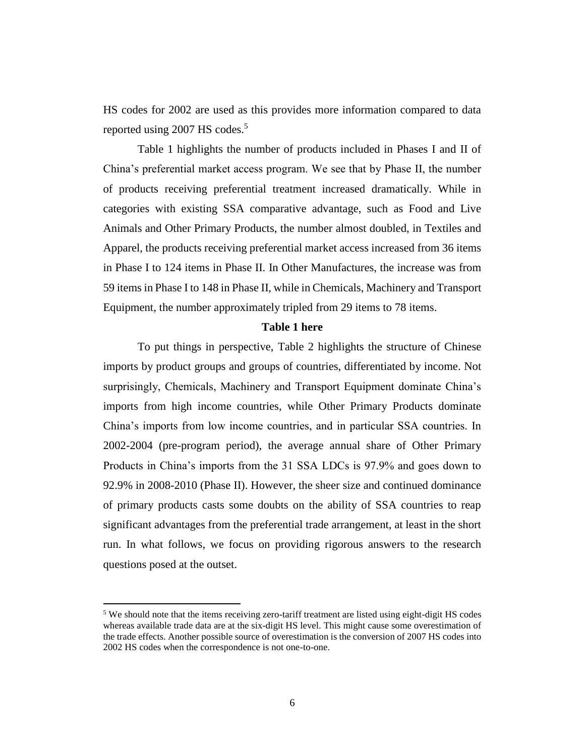HS codes for 2002 are used as this provides more information compared to data reported using 2007 HS codes.[5]

Table 1 highlights the number of products included in Phases I and II of China's preferential market access program. We see that by Phase II, the number of products receiving preferential treatment increased dramatically. While in categories with existing SSA comparative advantage, such as Food and Live Animals and Other Primary Products, the number almost doubled, in Textiles and Apparel, the products receiving preferential market access increased from 36 items in Phase I to 124 items in Phase II. In Other Manufactures, the increase was from 59 items in Phase I to 148 in Phase II, while in Chemicals, Machinery and Transport Equipment, the number approximately tripled from 29 items to 78 items.

**Table 1 here**

To put things in perspective, Table 2 highlights the structure of Chinese imports by product groups and groups of countries, differentiated by income. Not surprisingly, Chemicals, Machinery and Transport Equipment dominate China's imports from high income countries, while Other Primary Products dominate China's imports from low income countries, and in particular SSA countries. In 2002-2004 (pre-program period), the average annual share of Other Primary Products in China's imports from the 31 SSA LDCs is 97.9% and goes down to 92.9% in 2008-2010 (Phase II). However, the sheer size and continued dominance of primary products casts some doubts on the ability of SSA countries to reap significant advantages from the preferential trade arrangement, at least in the short run. In what follows, we focus on providing rigorous answers to the research questions posed at the outset.

[5] We should note that the items receiving zero-tariff treatment are listed using eight-digit HS codes whereas available trade data are at the six-digit HS level. This might cause some overestimation of the trade effects. Another possible source of overestimation is the conversion of 2007 HS codes into 2002 HS codes when the correspondence is not one-to-one.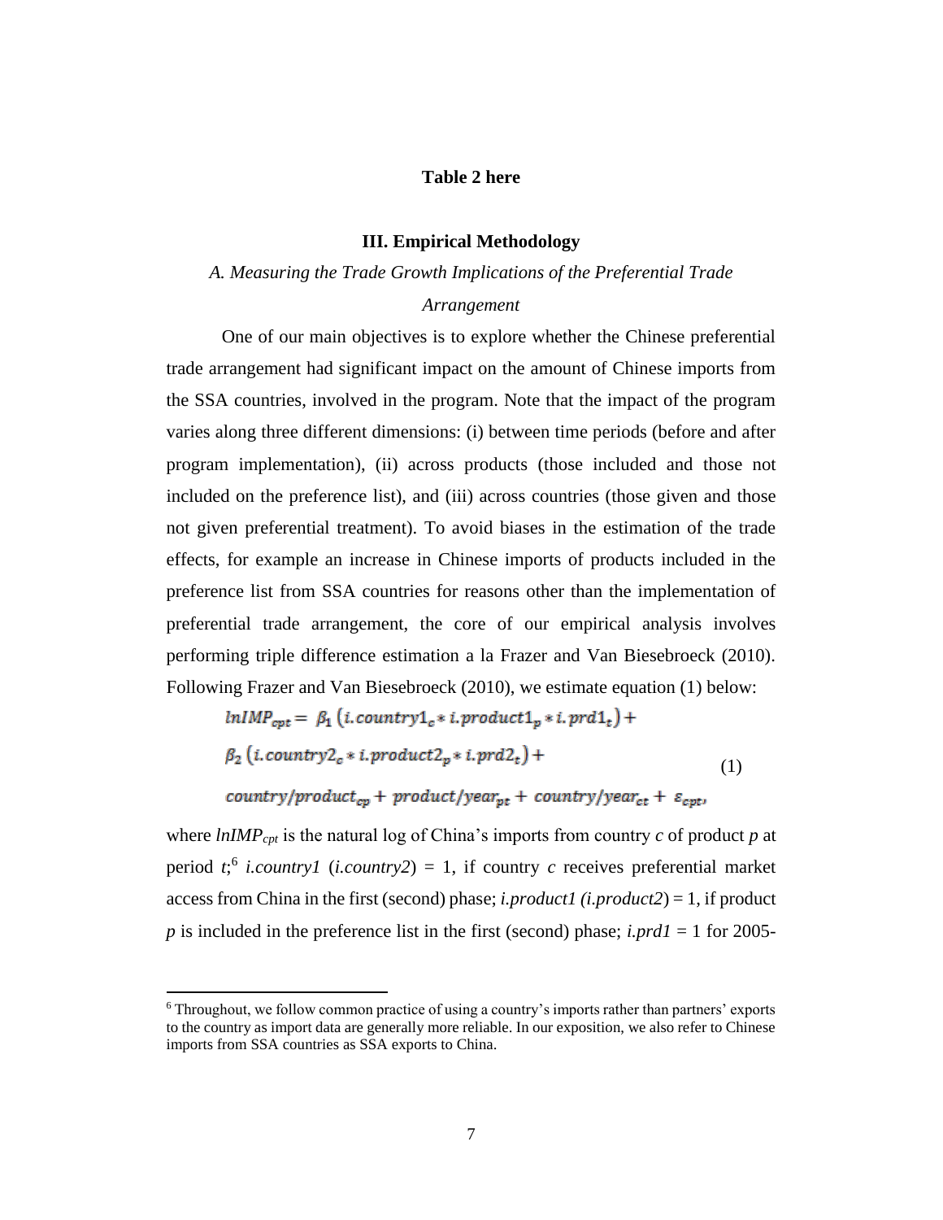**Table 2 here**

## III. Empirical Methodology

### *A. Measuring the Trade Growth Implications of the Preferential Trade Arrangement*

One of our main objectives is to explore whether the Chinese preferential trade arrangement had significant impact on the amount of Chinese imports from the SSA countries, involved in the program. Note that the impact of the program varies along three different dimensions: (i) between time periods (before and after program implementation), (ii) across products (those included and those not included on the preference list), and (iii) across countries (those given and those not given preferential treatment). To avoid biases in the estimation of the trade effects, for example an increase in Chinese imports of products included in the preference list from SSA countries for reasons other than the implementation of preferential trade arrangement, the core of our empirical analysis involves performing triple difference estimation a la Frazer and Van Biesebroeck (2010). Following Frazer and Van Biesebroeck (2010), we estimate equation (1) below:

$$
\begin{aligned}
lnIMP_{cpt} = \; & \beta_1 \left( i.country1_c * i.product1_p * i.prd1_t \right) + \\
& \beta_2 \left( i.country2_c * i.product2_p * i.prd2_t \right) + \\
& country/product_{cp} + product/year_{pt} + country/year_{ct} + \varepsilon_{cpt},
\end{aligned} \tag{1}
$$

where $lnIMP_{cpt}$ is the natural log of China's imports from country $c$ of product $p$ at period $t$;[6] *i.country1* (*i.country2*) = 1, if country $c$ receives preferential market access from China in the first (second) phase; *i.product1 (i.product2)* = 1, if product $p$ is included in the preference list in the first (second) phase; *i.prd1* = 1 for 2005-

[6] Throughout, we follow common practice of using a country's imports rather than partners' exports to the country as import data are generally more reliable. In our exposition, we also refer to Chinese imports from SSA countries as SSA exports to China.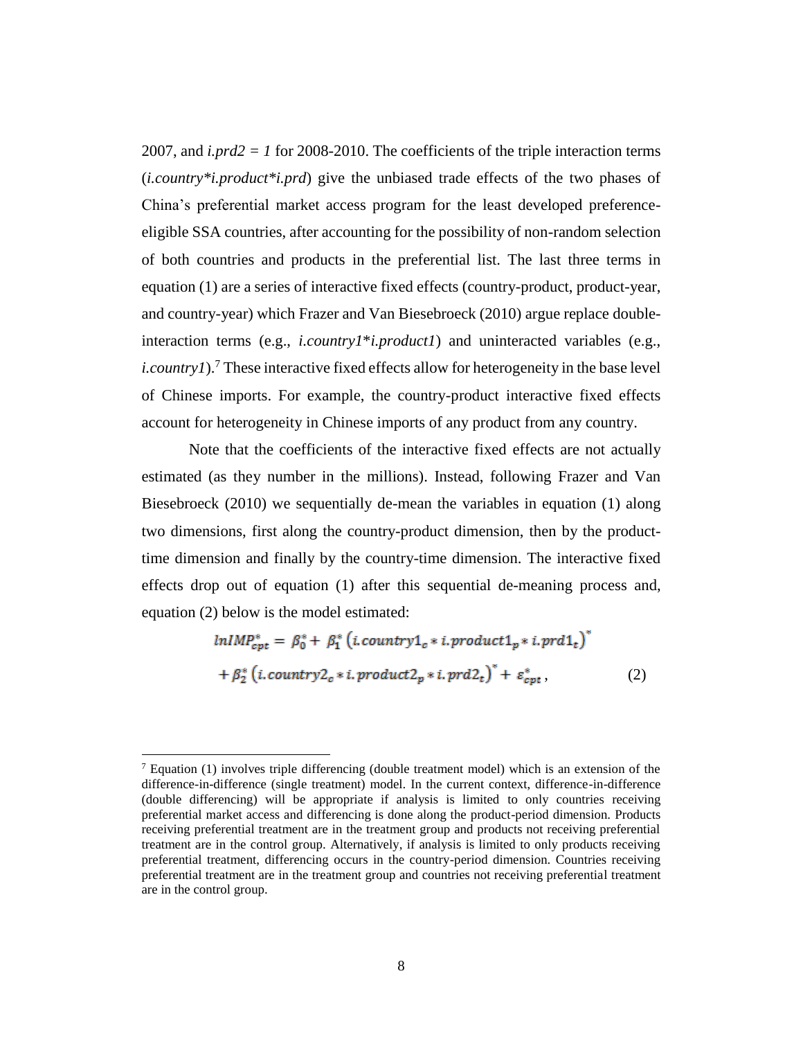2007, and *i.prd2 = 1* for 2008-2010. The coefficients of the triple interaction terms (*i.country\*i.product\*i.prd*) give the unbiased trade effects of the two phases of China's preferential market access program for the least developed preference-eligible SSA countries, after accounting for the possibility of non-random selection of both countries and products in the preferential list. The last three terms in equation (1) are a series of interactive fixed effects (country-product, product-year, and country-year) which Frazer and Van Biesebroeck (2010) argue replace double-interaction terms (e.g., *i.country1\*i.product1*) and uninteracted variables (e.g., *i.country1*).[7] These interactive fixed effects allow for heterogeneity in the base level of Chinese imports. For example, the country-product interactive fixed effects account for heterogeneity in Chinese imports of any product from any country.

Note that the coefficients of the interactive fixed effects are not actually estimated (as they number in the millions). Instead, following Frazer and Van Biesebroeck (2010) we sequentially de-mean the variables in equation (1) along two dimensions, first along the country-product dimension, then by the product-time dimension and finally by the country-time dimension. The interactive fixed effects drop out of equation (1) after this sequential de-meaning process and, equation (2) below is the model estimated:

$$lnIMP^{*}_{cpt} = \beta^{*}_{0} + \beta^{*}_{1}\left(i.country1_{c} * i.product1_{p} * i.prd1_{t}\right)^{*} + \beta^{*}_{2}\left(i.country2_{c} * i.product2_{p} * i.prd2_{t}\right)^{*} + \varepsilon^{*}_{cpt}, \qquad (2)$$

[7] Equation (1) involves triple differencing (double treatment model) which is an extension of the difference-in-difference (single treatment) model. In the current context, difference-in-difference (double differencing) will be appropriate if analysis is limited to only countries receiving preferential market access and differencing is done along the product-period dimension. Products receiving preferential treatment are in the treatment group and products not receiving preferential treatment are in the control group. Alternatively, if analysis is limited to only products receiving preferential treatment, differencing occurs in the country-period dimension. Countries receiving preferential treatment are in the treatment group and countries not receiving preferential treatment are in the control group.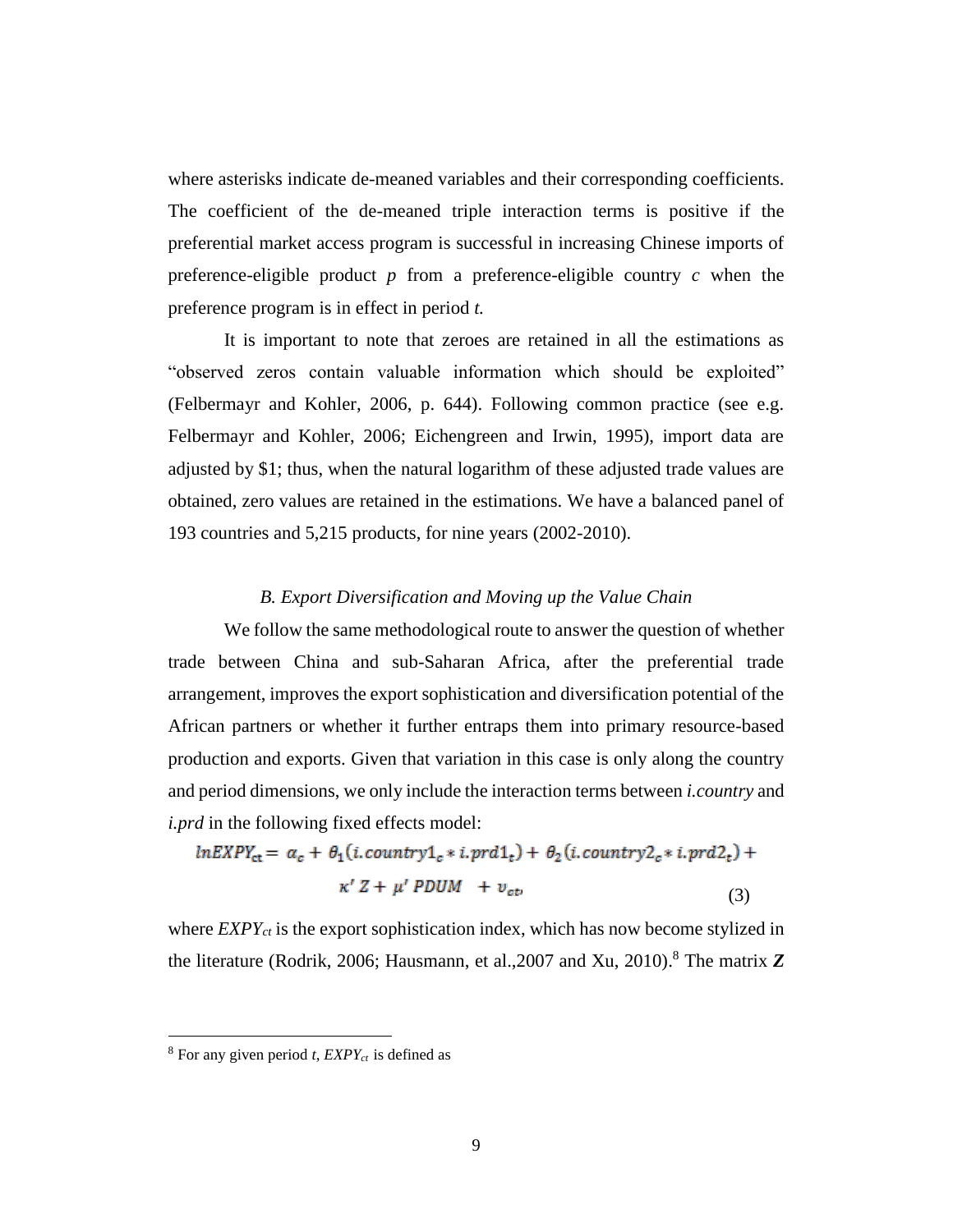where asterisks indicate de-meaned variables and their corresponding coefficients. The coefficient of the de-meaned triple interaction terms is positive if the preferential market access program is successful in increasing Chinese imports of preference-eligible product *p* from a preference-eligible country *c* when the preference program is in effect in period *t.*

It is important to note that zeroes are retained in all the estimations as "observed zeros contain valuable information which should be exploited" (Felbermayr and Kohler, 2006, p. 644). Following common practice (see e.g. Felbermayr and Kohler, 2006; Eichengreen and Irwin, 1995), import data are adjusted by $1; thus, when the natural logarithm of these adjusted trade values are obtained, zero values are retained in the estimations. We have a balanced panel of 193 countries and 5,215 products, for nine years (2002-2010).

### *B. Export Diversification and Moving up the Value Chain*

We follow the same methodological route to answer the question of whether trade between China and sub-Saharan Africa, after the preferential trade arrangement, improves the export sophistication and diversification potential of the African partners or whether it further entraps them into primary resource-based production and exports. Given that variation in this case is only along the country and period dimensions, we only include the interaction terms between *i.country* and *i.prd* in the following fixed effects model:

$$lnEXPY_{ct} = \alpha_c + \theta_1(i.country1_c * i.prd1_t) + \theta_2(i.country2_c * i.prd2_t) + \kappa' Z + \mu' PDUM \ + v_{ct}, \tag{3}$$

where $EXPY_{ct}$ is the export sophistication index, which has now become stylized in the literature (Rodrik, 2006; Hausmann, et al.,2007 and Xu, 2010).[8] The matrix ***Z***

[8] For any given period *t*, $EXPY_{ct}$ is defined as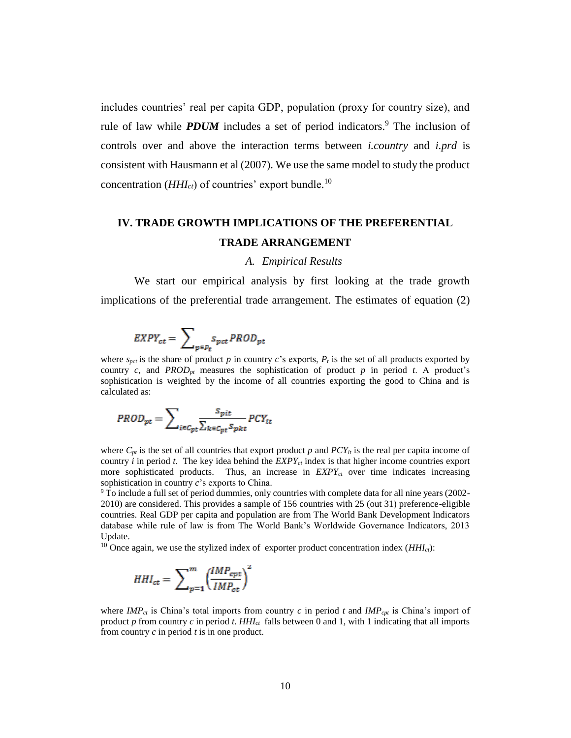includes countries' real per capita GDP, population (proxy for country size), and rule of law while ***PDUM*** includes a set of period indicators.[9] The inclusion of controls over and above the interaction terms between *i.country* and *i.prd* is consistent with Hausmann et al (2007). We use the same model to study the product concentration ($HHI_{ct}$) of countries' export bundle.[10]

## IV. TRADE GROWTH IMPLICATIONS OF THE PREFERENTIAL TRADE ARRANGEMENT

### *A. Empirical Results*

We start our empirical analysis by first looking at the trade growth implications of the preferential trade arrangement. The estimates of equation (2)

---

$$EXPY_{ct} = \sum_{p \in P_t} s_{pct} PROD_{pt}$$

where $s_{pct}$ is the share of product $p$ in country $c$'s exports, $P_t$ is the set of all products exported by country $c$, and $PROD_{pt}$ measures the sophistication of product $p$ in period $t$. A product's sophistication is weighted by the income of all countries exporting the good to China and is calculated as:

$$PROD_{pt} = \sum_{i \in C_{pt}} \frac{s_{pit}}{\sum_{k \in C_{pt}} s_{pkt}} PCY_{it}$$

where $C_{pt}$ is the set of all countries that export product $p$ and $PCY_{it}$ is the real per capita income of country $i$ in period $t$. The key idea behind the $EXPY_{ct}$ index is that higher income countries export more sophisticated products. Thus, an increase in $EXPY_{ct}$ over time indicates increasing sophistication in country $c$'s exports to China.

[9] To include a full set of period dummies, only countries with complete data for all nine years (2002-2010) are considered. This provides a sample of 156 countries with 25 (out 31) preference-eligible countries. Real GDP per capita and population are from The World Bank Development Indicators database while rule of law is from The World Bank's Worldwide Governance Indicators, 2013 Update.

[10] Once again, we use the stylized index of exporter product concentration index ($HHI_{ct}$):

$$HHI_{ct} = \sum_{p=1}^{m} \left(\frac{IMP_{cpt}}{IMP_{ct}}\right)^2$$

where $IMP_{ct}$ is China's total imports from country $c$ in period $t$ and $IMP_{cpt}$ is China's import of product $p$ from country $c$ in period $t$. $HHI_{ct}$ falls between 0 and 1, with 1 indicating that all imports from country $c$ in period $t$ is in one product.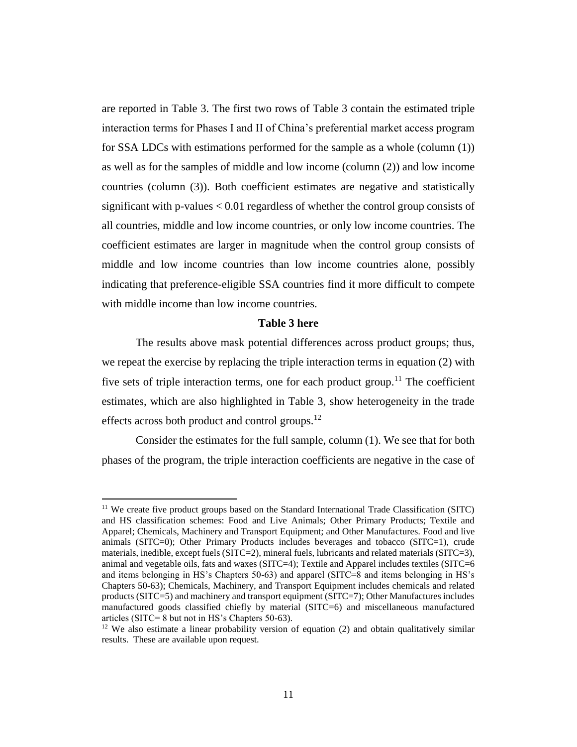are reported in Table 3. The first two rows of Table 3 contain the estimated triple interaction terms for Phases I and II of China's preferential market access program for SSA LDCs with estimations performed for the sample as a whole (column (1)) as well as for the samples of middle and low income (column (2)) and low income countries (column (3)). Both coefficient estimates are negative and statistically significant with p-values $< 0.01$ regardless of whether the control group consists of all countries, middle and low income countries, or only low income countries. The coefficient estimates are larger in magnitude when the control group consists of middle and low income countries than low income countries alone, possibly indicating that preference-eligible SSA countries find it more difficult to compete with middle income than low income countries.

**Table 3 here**

The results above mask potential differences across product groups; thus, we repeat the exercise by replacing the triple interaction terms in equation (2) with five sets of triple interaction terms, one for each product group.[11] The coefficient estimates, which are also highlighted in Table 3, show heterogeneity in the trade effects across both product and control groups.[12]

Consider the estimates for the full sample, column (1). We see that for both phases of the program, the triple interaction coefficients are negative in the case of

---

[11] We create five product groups based on the Standard International Trade Classification (SITC) and HS classification schemes: Food and Live Animals; Other Primary Products; Textile and Apparel; Chemicals, Machinery and Transport Equipment; and Other Manufactures. Food and live animals (SITC=0); Other Primary Products includes beverages and tobacco (SITC=1), crude materials, inedible, except fuels (SITC=2), mineral fuels, lubricants and related materials (SITC=3), animal and vegetable oils, fats and waxes (SITC=4); Textile and Apparel includes textiles (SITC=6 and items belonging in HS's Chapters 50-63) and apparel (SITC=8 and items belonging in HS's Chapters 50-63); Chemicals, Machinery, and Transport Equipment includes chemicals and related products (SITC=5) and machinery and transport equipment (SITC=7); Other Manufactures includes manufactured goods classified chiefly by material (SITC=6) and miscellaneous manufactured articles (SITC= 8 but not in HS's Chapters 50-63).

[12] We also estimate a linear probability version of equation (2) and obtain qualitatively similar results. These are available upon request.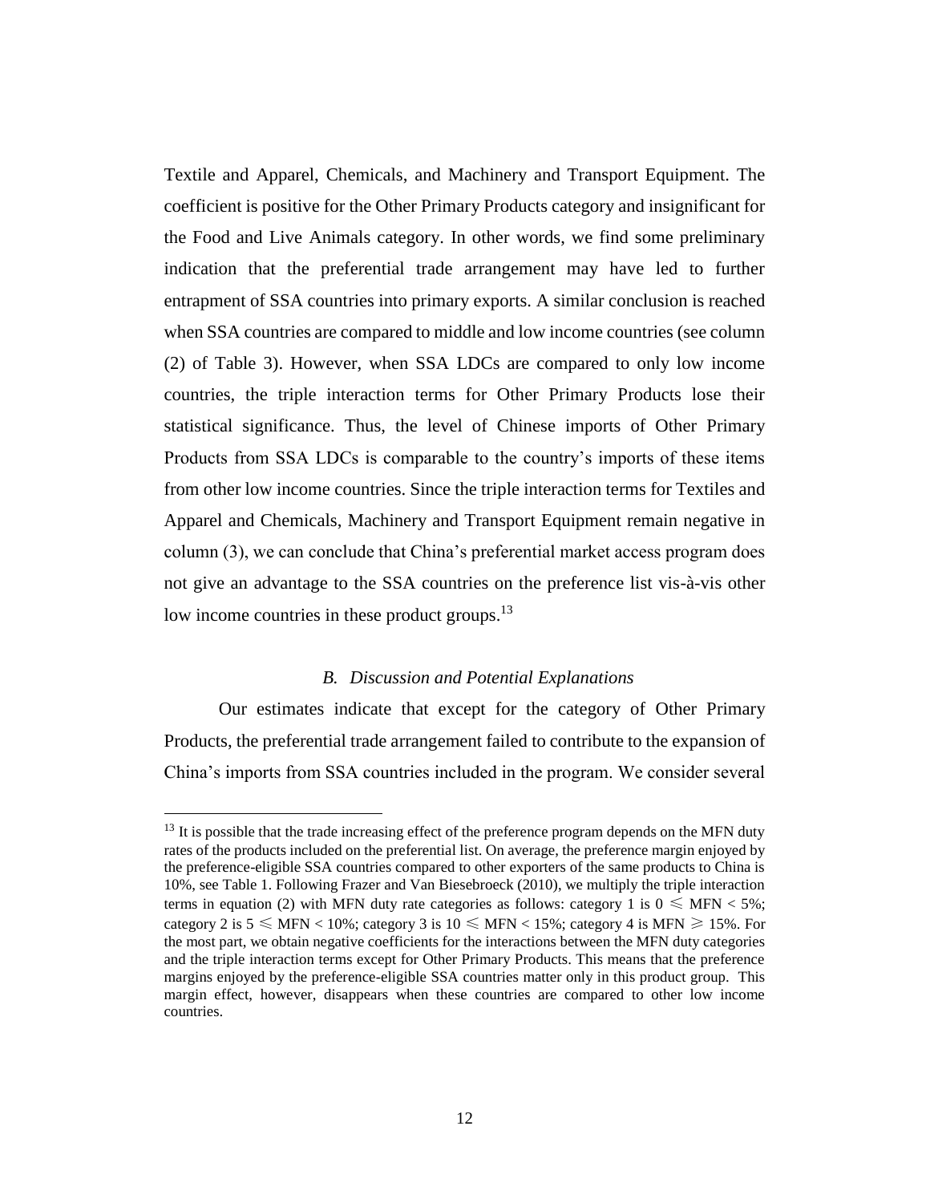Textile and Apparel, Chemicals, and Machinery and Transport Equipment. The coefficient is positive for the Other Primary Products category and insignificant for the Food and Live Animals category. In other words, we find some preliminary indication that the preferential trade arrangement may have led to further entrapment of SSA countries into primary exports. A similar conclusion is reached when SSA countries are compared to middle and low income countries (see column (2) of Table 3). However, when SSA LDCs are compared to only low income countries, the triple interaction terms for Other Primary Products lose their statistical significance. Thus, the level of Chinese imports of Other Primary Products from SSA LDCs is comparable to the country's imports of these items from other low income countries. Since the triple interaction terms for Textiles and Apparel and Chemicals, Machinery and Transport Equipment remain negative in column (3), we can conclude that China's preferential market access program does not give an advantage to the SSA countries on the preference list vis-à-vis other low income countries in these product groups.[13]

### *B. Discussion and Potential Explanations*

Our estimates indicate that except for the category of Other Primary Products, the preferential trade arrangement failed to contribute to the expansion of China's imports from SSA countries included in the program. We consider several

---

[13] It is possible that the trade increasing effect of the preference program depends on the MFN duty rates of the products included on the preferential list. On average, the preference margin enjoyed by the preference-eligible SSA countries compared to other exporters of the same products to China is 10%, see Table 1. Following Frazer and Van Biesebroeck (2010), we multiply the triple interaction terms in equation (2) with MFN duty rate categories as follows: category 1 is $0 \leqslant \text{MFN} < 5\%$; category 2 is $5 \leqslant \text{MFN} < 10\%$; category 3 is $10 \leqslant \text{MFN} < 15\%$; category 4 is $\text{MFN} \geqslant 15\%$. For the most part, we obtain negative coefficients for the interactions between the MFN duty categories and the triple interaction terms except for Other Primary Products. This means that the preference margins enjoyed by the preference-eligible SSA countries matter only in this product group. This margin effect, however, disappears when these countries are compared to other low income countries.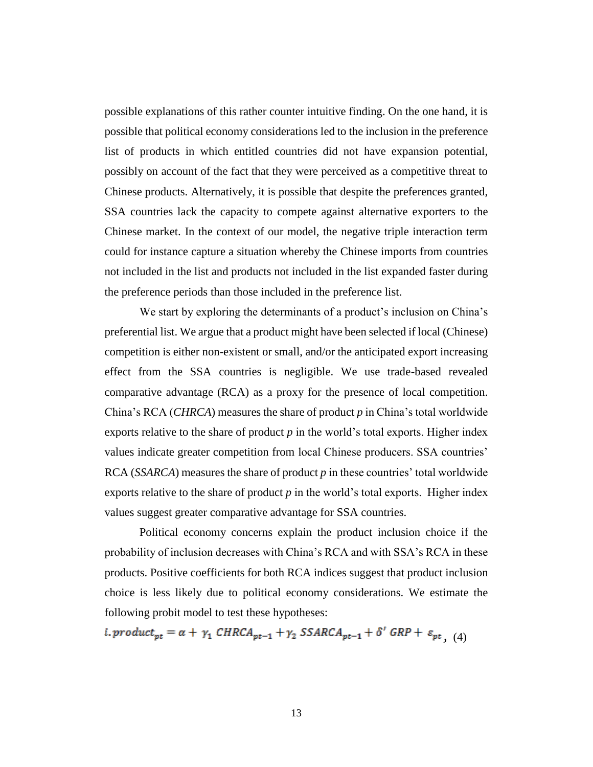possible explanations of this rather counter intuitive finding. On the one hand, it is possible that political economy considerations led to the inclusion in the preference list of products in which entitled countries did not have expansion potential, possibly on account of the fact that they were perceived as a competitive threat to Chinese products. Alternatively, it is possible that despite the preferences granted, SSA countries lack the capacity to compete against alternative exporters to the Chinese market. In the context of our model, the negative triple interaction term could for instance capture a situation whereby the Chinese imports from countries not included in the list and products not included in the list expanded faster during the preference periods than those included in the preference list.

We start by exploring the determinants of a product's inclusion on China's preferential list. We argue that a product might have been selected if local (Chinese) competition is either non-existent or small, and/or the anticipated export increasing effect from the SSA countries is negligible. We use trade-based revealed comparative advantage (RCA) as a proxy for the presence of local competition. China's RCA (*CHRCA*) measures the share of product $p$ in China's total worldwide exports relative to the share of product $p$ in the world's total exports. Higher index values indicate greater competition from local Chinese producers. SSA countries' RCA (*SSARCA*) measures the share of product $p$ in these countries' total worldwide exports relative to the share of product $p$ in the world's total exports. Higher index values suggest greater comparative advantage for SSA countries.

Political economy concerns explain the product inclusion choice if the probability of inclusion decreases with China's RCA and with SSA's RCA in these products. Positive coefficients for both RCA indices suggest that product inclusion choice is less likely due to political economy considerations. We estimate the following probit model to test these hypotheses:

$$i.product_{pt} = \alpha + \gamma_1 \ CHRCA_{pt-1} + \gamma_2 \ SSARCA_{pt-1} + \delta' \ GRP + \varepsilon_{pt}, \quad (4)$$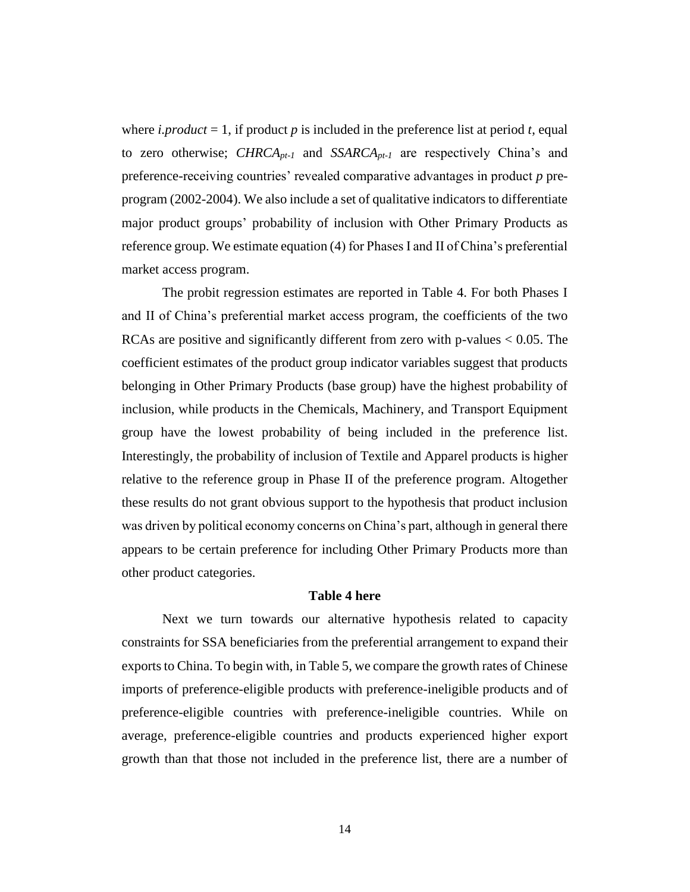where *i.product* = 1, if product $p$ is included in the preference list at period $t$, equal to zero otherwise; $CHRCA_{pt-1}$ and $SSARCA_{pt-1}$ are respectively China's and preference-receiving countries' revealed comparative advantages in product $p$ pre-program (2002-2004). We also include a set of qualitative indicators to differentiate major product groups' probability of inclusion with Other Primary Products as reference group. We estimate equation (4) for Phases I and II of China's preferential market access program.

The probit regression estimates are reported in Table 4. For both Phases I and II of China's preferential market access program, the coefficients of the two RCAs are positive and significantly different from zero with p-values $< 0.05$. The coefficient estimates of the product group indicator variables suggest that products belonging in Other Primary Products (base group) have the highest probability of inclusion, while products in the Chemicals, Machinery, and Transport Equipment group have the lowest probability of being included in the preference list. Interestingly, the probability of inclusion of Textile and Apparel products is higher relative to the reference group in Phase II of the preference program. Altogether these results do not grant obvious support to the hypothesis that product inclusion was driven by political economy concerns on China's part, although in general there appears to be certain preference for including Other Primary Products more than other product categories.

**Table 4 here**

Next we turn towards our alternative hypothesis related to capacity constraints for SSA beneficiaries from the preferential arrangement to expand their exports to China. To begin with, in Table 5, we compare the growth rates of Chinese imports of preference-eligible products with preference-ineligible products and of preference-eligible countries with preference-ineligible countries. While on average, preference-eligible countries and products experienced higher export growth than that those not included in the preference list, there are a number of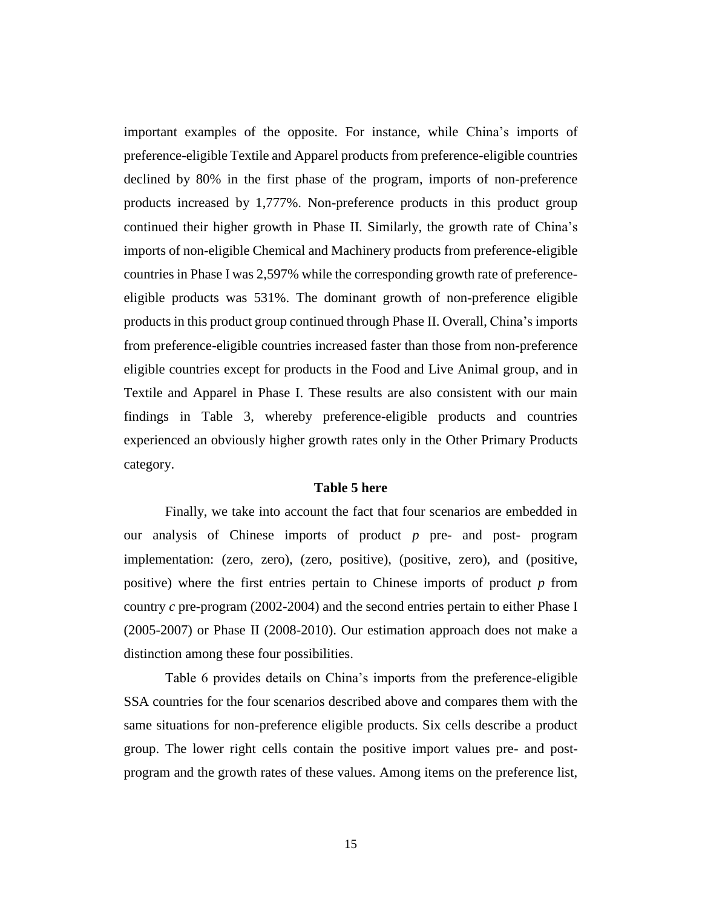important examples of the opposite. For instance, while China's imports of preference-eligible Textile and Apparel products from preference-eligible countries declined by 80% in the first phase of the program, imports of non-preference products increased by 1,777%. Non-preference products in this product group continued their higher growth in Phase II. Similarly, the growth rate of China's imports of non-eligible Chemical and Machinery products from preference-eligible countries in Phase I was 2,597% while the corresponding growth rate of preference-eligible products was 531%. The dominant growth of non-preference eligible products in this product group continued through Phase II. Overall, China's imports from preference-eligible countries increased faster than those from non-preference eligible countries except for products in the Food and Live Animal group, and in Textile and Apparel in Phase I. These results are also consistent with our main findings in Table 3, whereby preference-eligible products and countries experienced an obviously higher growth rates only in the Other Primary Products category.

**Table 5 here**

Finally, we take into account the fact that four scenarios are embedded in our analysis of Chinese imports of product *p* pre- and post- program implementation: (zero, zero), (zero, positive), (positive, zero), and (positive, positive) where the first entries pertain to Chinese imports of product *p* from country *c* pre-program (2002-2004) and the second entries pertain to either Phase I (2005-2007) or Phase II (2008-2010). Our estimation approach does not make a distinction among these four possibilities.

Table 6 provides details on China's imports from the preference-eligible SSA countries for the four scenarios described above and compares them with the same situations for non-preference eligible products. Six cells describe a product group. The lower right cells contain the positive import values pre- and post-program and the growth rates of these values. Among items on the preference list,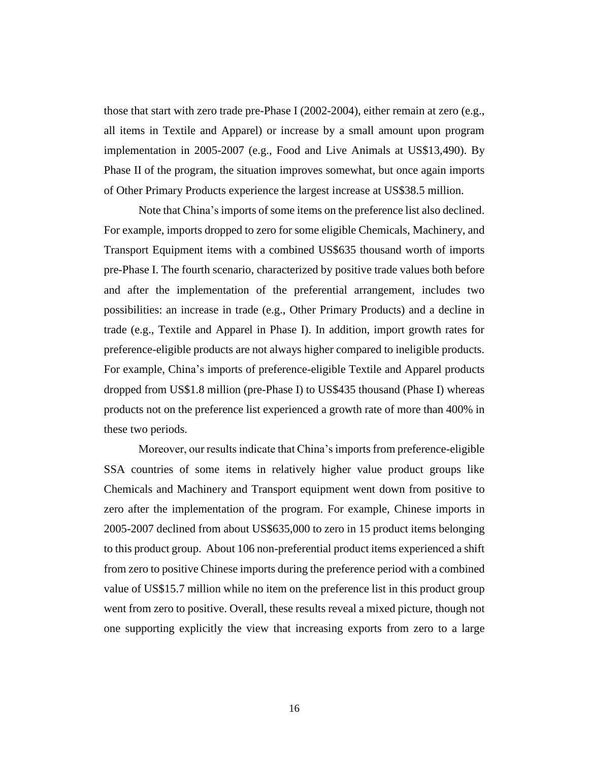those that start with zero trade pre-Phase I (2002-2004), either remain at zero (e.g., all items in Textile and Apparel) or increase by a small amount upon program implementation in 2005-2007 (e.g., Food and Live Animals at US$13,490). By Phase II of the program, the situation improves somewhat, but once again imports of Other Primary Products experience the largest increase at US$38.5 million.

Note that China's imports of some items on the preference list also declined. For example, imports dropped to zero for some eligible Chemicals, Machinery, and Transport Equipment items with a combined US$635 thousand worth of imports pre-Phase I. The fourth scenario, characterized by positive trade values both before and after the implementation of the preferential arrangement, includes two possibilities: an increase in trade (e.g., Other Primary Products) and a decline in trade (e.g., Textile and Apparel in Phase I). In addition, import growth rates for preference-eligible products are not always higher compared to ineligible products. For example, China's imports of preference-eligible Textile and Apparel products dropped from US$1.8 million (pre-Phase I) to US$435 thousand (Phase I) whereas products not on the preference list experienced a growth rate of more than 400% in these two periods.

Moreover, our results indicate that China's imports from preference-eligible SSA countries of some items in relatively higher value product groups like Chemicals and Machinery and Transport equipment went down from positive to zero after the implementation of the program. For example, Chinese imports in 2005-2007 declined from about US$635,000 to zero in 15 product items belonging to this product group. About 106 non-preferential product items experienced a shift from zero to positive Chinese imports during the preference period with a combined value of US$15.7 million while no item on the preference list in this product group went from zero to positive. Overall, these results reveal a mixed picture, though not one supporting explicitly the view that increasing exports from zero to a large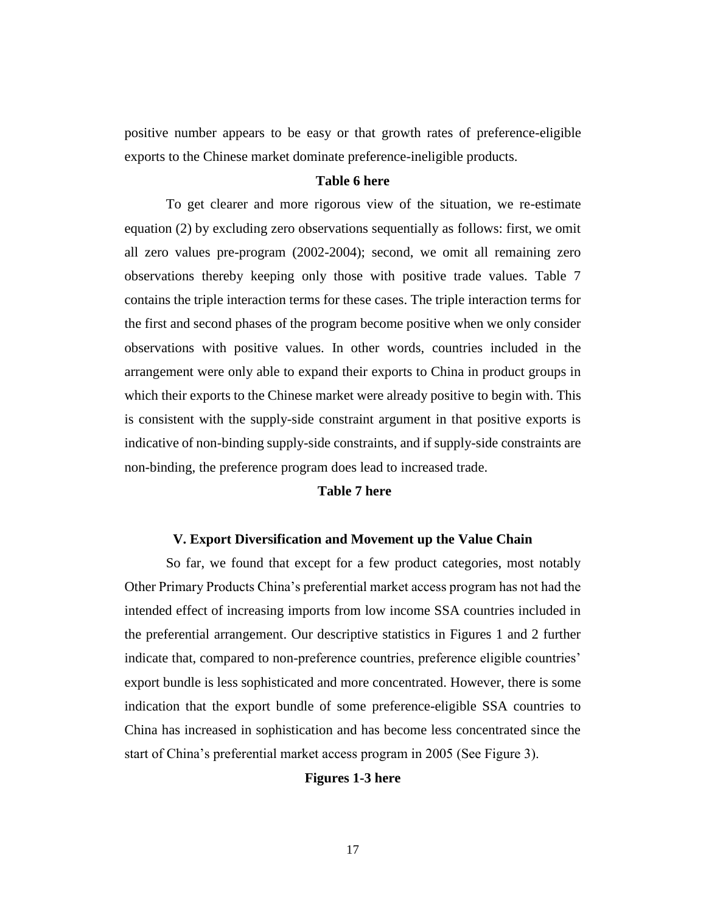positive number appears to be easy or that growth rates of preference-eligible exports to the Chinese market dominate preference-ineligible products.

**Table 6 here**

To get clearer and more rigorous view of the situation, we re-estimate equation (2) by excluding zero observations sequentially as follows: first, we omit all zero values pre-program (2002-2004); second, we omit all remaining zero observations thereby keeping only those with positive trade values. Table 7 contains the triple interaction terms for these cases. The triple interaction terms for the first and second phases of the program become positive when we only consider observations with positive values. In other words, countries included in the arrangement were only able to expand their exports to China in product groups in which their exports to the Chinese market were already positive to begin with. This is consistent with the supply-side constraint argument in that positive exports is indicative of non-binding supply-side constraints, and if supply-side constraints are non-binding, the preference program does lead to increased trade.

**Table 7 here**

## V. Export Diversification and Movement up the Value Chain

So far, we found that except for a few product categories, most notably Other Primary Products China's preferential market access program has not had the intended effect of increasing imports from low income SSA countries included in the preferential arrangement. Our descriptive statistics in Figures 1 and 2 further indicate that, compared to non-preference countries, preference eligible countries' export bundle is less sophisticated and more concentrated. However, there is some indication that the export bundle of some preference-eligible SSA countries to China has increased in sophistication and has become less concentrated since the start of China's preferential market access program in 2005 (See Figure 3).

**Figures 1-3 here**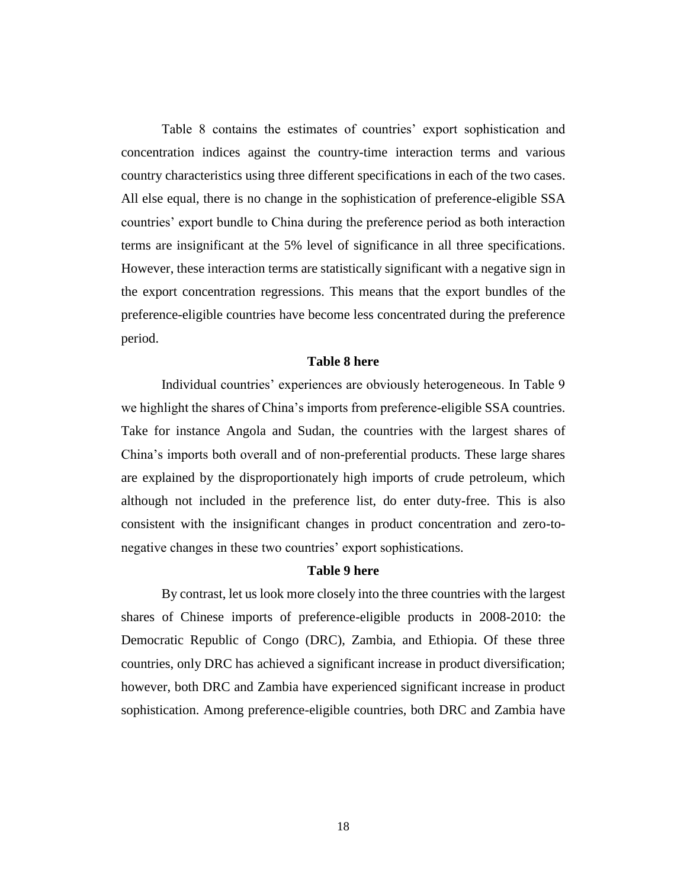Table 8 contains the estimates of countries' export sophistication and concentration indices against the country-time interaction terms and various country characteristics using three different specifications in each of the two cases. All else equal, there is no change in the sophistication of preference-eligible SSA countries' export bundle to China during the preference period as both interaction terms are insignificant at the 5% level of significance in all three specifications. However, these interaction terms are statistically significant with a negative sign in the export concentration regressions. This means that the export bundles of the preference-eligible countries have become less concentrated during the preference period.

**Table 8 here**

Individual countries' experiences are obviously heterogeneous. In Table 9 we highlight the shares of China's imports from preference-eligible SSA countries. Take for instance Angola and Sudan, the countries with the largest shares of China's imports both overall and of non-preferential products. These large shares are explained by the disproportionately high imports of crude petroleum, which although not included in the preference list, do enter duty-free. This is also consistent with the insignificant changes in product concentration and zero-to-negative changes in these two countries' export sophistications.

**Table 9 here**

By contrast, let us look more closely into the three countries with the largest shares of Chinese imports of preference-eligible products in 2008-2010: the Democratic Republic of Congo (DRC), Zambia, and Ethiopia. Of these three countries, only DRC has achieved a significant increase in product diversification; however, both DRC and Zambia have experienced significant increase in product sophistication. Among preference-eligible countries, both DRC and Zambia have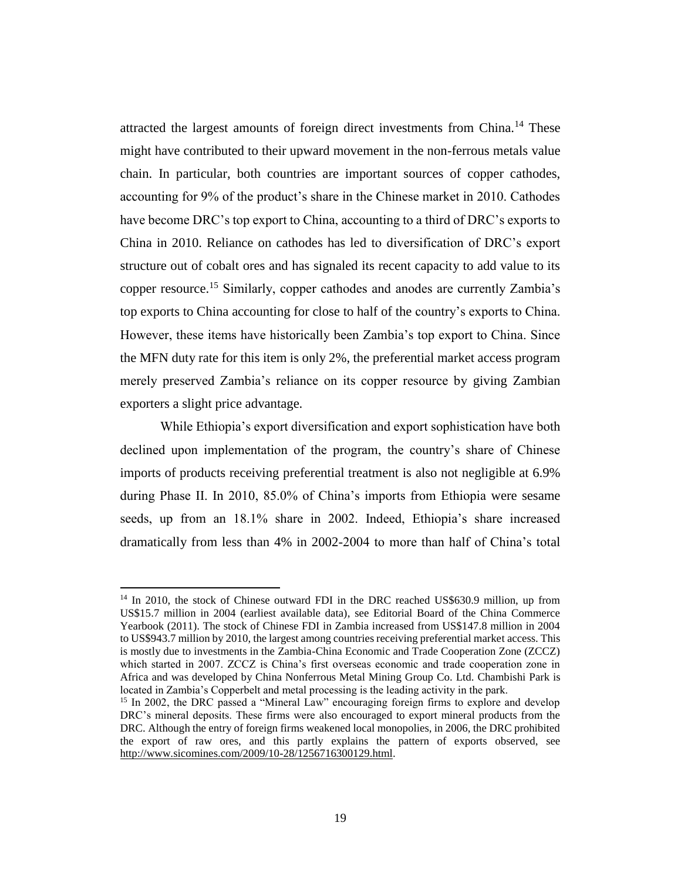attracted the largest amounts of foreign direct investments from China.[14] These might have contributed to their upward movement in the non-ferrous metals value chain. In particular, both countries are important sources of copper cathodes, accounting for 9% of the product's share in the Chinese market in 2010. Cathodes have become DRC's top export to China, accounting to a third of DRC's exports to China in 2010. Reliance on cathodes has led to diversification of DRC's export structure out of cobalt ores and has signaled its recent capacity to add value to its copper resource.[15] Similarly, copper cathodes and anodes are currently Zambia's top exports to China accounting for close to half of the country's exports to China. However, these items have historically been Zambia's top export to China. Since the MFN duty rate for this item is only 2%, the preferential market access program merely preserved Zambia's reliance on its copper resource by giving Zambian exporters a slight price advantage.

While Ethiopia's export diversification and export sophistication have both declined upon implementation of the program, the country's share of Chinese imports of products receiving preferential treatment is also not negligible at 6.9% during Phase II. In 2010, 85.0% of China's imports from Ethiopia were sesame seeds, up from an 18.1% share in 2002. Indeed, Ethiopia's share increased dramatically from less than 4% in 2002-2004 to more than half of China's total

[14] In 2010, the stock of Chinese outward FDI in the DRC reached US$630.9 million, up from US$15.7 million in 2004 (earliest available data), see Editorial Board of the China Commerce Yearbook (2011). The stock of Chinese FDI in Zambia increased from US$147.8 million in 2004 to US$943.7 million by 2010, the largest among countries receiving preferential market access. This is mostly due to investments in the Zambia-China Economic and Trade Cooperation Zone (ZCCZ) which started in 2007. ZCCZ is China's first overseas economic and trade cooperation zone in Africa and was developed by China Nonferrous Metal Mining Group Co. Ltd. Chambishi Park is located in Zambia's Copperbelt and metal processing is the leading activity in the park.

[15] In 2002, the DRC passed a "Mineral Law" encouraging foreign firms to explore and develop DRC's mineral deposits. These firms were also encouraged to export mineral products from the DRC. Although the entry of foreign firms weakened local monopolies, in 2006, the DRC prohibited the export of raw ores, and this partly explains the pattern of exports observed, see http://www.sicomines.com/2009/10-28/1256716300129.html.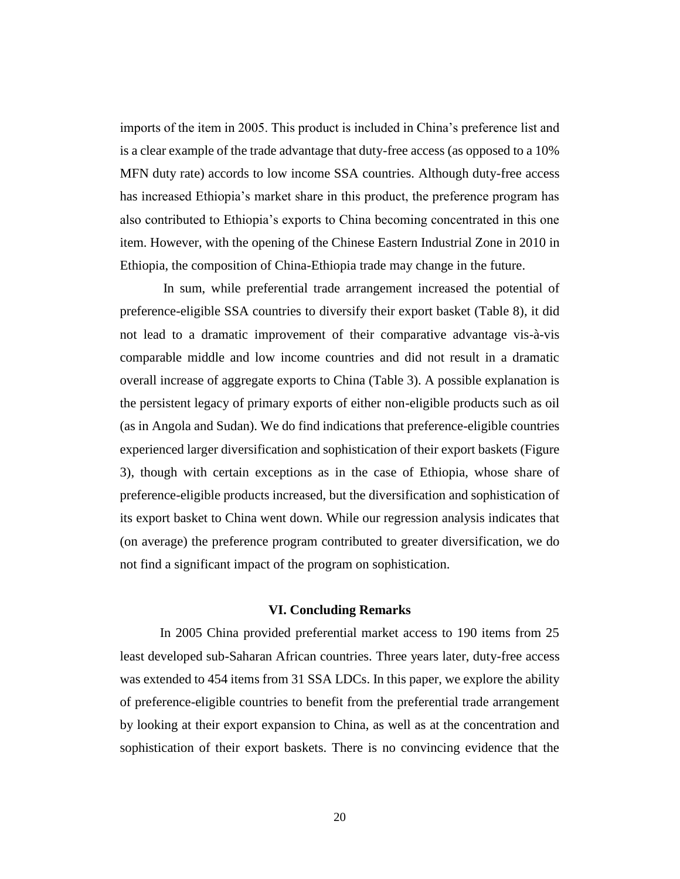imports of the item in 2005. This product is included in China's preference list and is a clear example of the trade advantage that duty-free access (as opposed to a 10% MFN duty rate) accords to low income SSA countries. Although duty-free access has increased Ethiopia's market share in this product, the preference program has also contributed to Ethiopia's exports to China becoming concentrated in this one item. However, with the opening of the Chinese Eastern Industrial Zone in 2010 in Ethiopia, the composition of China-Ethiopia trade may change in the future.

In sum, while preferential trade arrangement increased the potential of preference-eligible SSA countries to diversify their export basket (Table 8), it did not lead to a dramatic improvement of their comparative advantage vis-à-vis comparable middle and low income countries and did not result in a dramatic overall increase of aggregate exports to China (Table 3). A possible explanation is the persistent legacy of primary exports of either non-eligible products such as oil (as in Angola and Sudan). We do find indications that preference-eligible countries experienced larger diversification and sophistication of their export baskets (Figure 3), though with certain exceptions as in the case of Ethiopia, whose share of preference-eligible products increased, but the diversification and sophistication of its export basket to China went down. While our regression analysis indicates that (on average) the preference program contributed to greater diversification, we do not find a significant impact of the program on sophistication.

## VI. Concluding Remarks

In 2005 China provided preferential market access to 190 items from 25 least developed sub-Saharan African countries. Three years later, duty-free access was extended to 454 items from 31 SSA LDCs. In this paper, we explore the ability of preference-eligible countries to benefit from the preferential trade arrangement by looking at their export expansion to China, as well as at the concentration and sophistication of their export baskets. There is no convincing evidence that the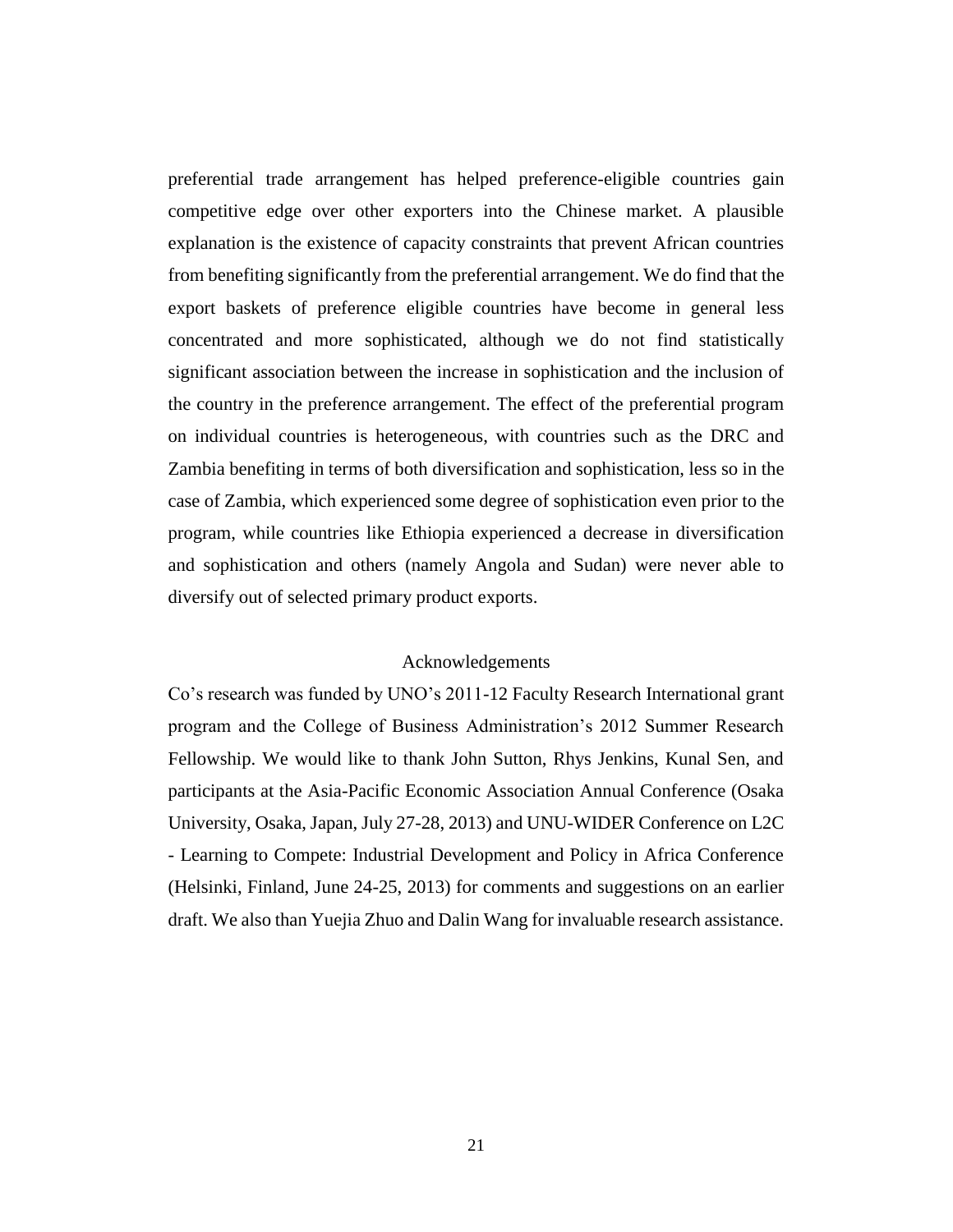preferential trade arrangement has helped preference-eligible countries gain competitive edge over other exporters into the Chinese market. A plausible explanation is the existence of capacity constraints that prevent African countries from benefiting significantly from the preferential arrangement. We do find that the export baskets of preference eligible countries have become in general less concentrated and more sophisticated, although we do not find statistically significant association between the increase in sophistication and the inclusion of the country in the preference arrangement. The effect of the preferential program on individual countries is heterogeneous, with countries such as the DRC and Zambia benefiting in terms of both diversification and sophistication, less so in the case of Zambia, which experienced some degree of sophistication even prior to the program, while countries like Ethiopia experienced a decrease in diversification and sophistication and others (namely Angola and Sudan) were never able to diversify out of selected primary product exports.

## Acknowledgements

Co's research was funded by UNO's 2011-12 Faculty Research International grant program and the College of Business Administration's 2012 Summer Research Fellowship. We would like to thank John Sutton, Rhys Jenkins, Kunal Sen, and participants at the Asia-Pacific Economic Association Annual Conference (Osaka University, Osaka, Japan, July 27-28, 2013) and UNU-WIDER Conference on L2C - Learning to Compete: Industrial Development and Policy in Africa Conference (Helsinki, Finland, June 24-25, 2013) for comments and suggestions on an earlier draft. We also than Yuejia Zhuo and Dalin Wang for invaluable research assistance.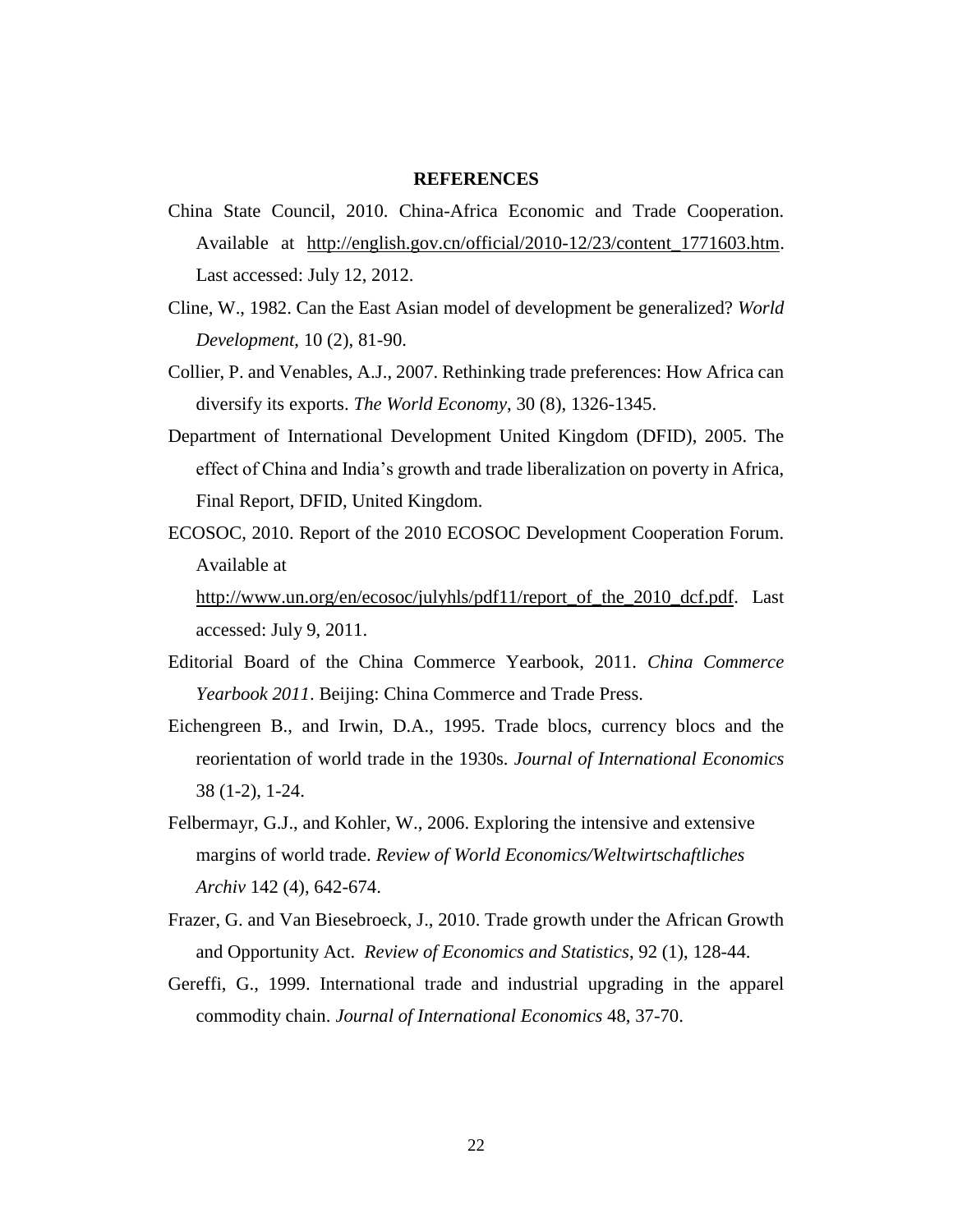## REFERENCES

China State Council, 2010. China-Africa Economic and Trade Cooperation. Available at http://english.gov.cn/official/2010-12/23/content_1771603.htm. Last accessed: July 12, 2012.

Cline, W., 1982. Can the East Asian model of development be generalized? *World Development*, 10 (2), 81-90.

Collier, P. and Venables, A.J., 2007. Rethinking trade preferences: How Africa can diversify its exports. *The World Economy*, 30 (8), 1326-1345.

Department of International Development United Kingdom (DFID), 2005. The effect of China and India's growth and trade liberalization on poverty in Africa, Final Report, DFID, United Kingdom.

ECOSOC, 2010. Report of the 2010 ECOSOC Development Cooperation Forum. Available at http://www.un.org/en/ecosoc/julyhls/pdf11/report_of_the_2010_dcf.pdf. Last accessed: July 9, 2011.

Editorial Board of the China Commerce Yearbook, 2011. *China Commerce Yearbook 2011*. Beijing: China Commerce and Trade Press.

Eichengreen B., and Irwin, D.A., 1995. Trade blocs, currency blocs and the reorientation of world trade in the 1930s. *Journal of International Economics* 38 (1-2), 1-24.

Felbermayr, G.J., and Kohler, W., 2006. Exploring the intensive and extensive margins of world trade. *Review of World Economics/Weltwirtschaftliches Archiv* 142 (4), 642-674.

Frazer, G. and Van Biesebroeck, J., 2010. Trade growth under the African Growth and Opportunity Act. *Review of Economics and Statistics*, 92 (1), 128-44.

Gereffi, G., 1999. International trade and industrial upgrading in the apparel commodity chain. *Journal of International Economics* 48, 37-70.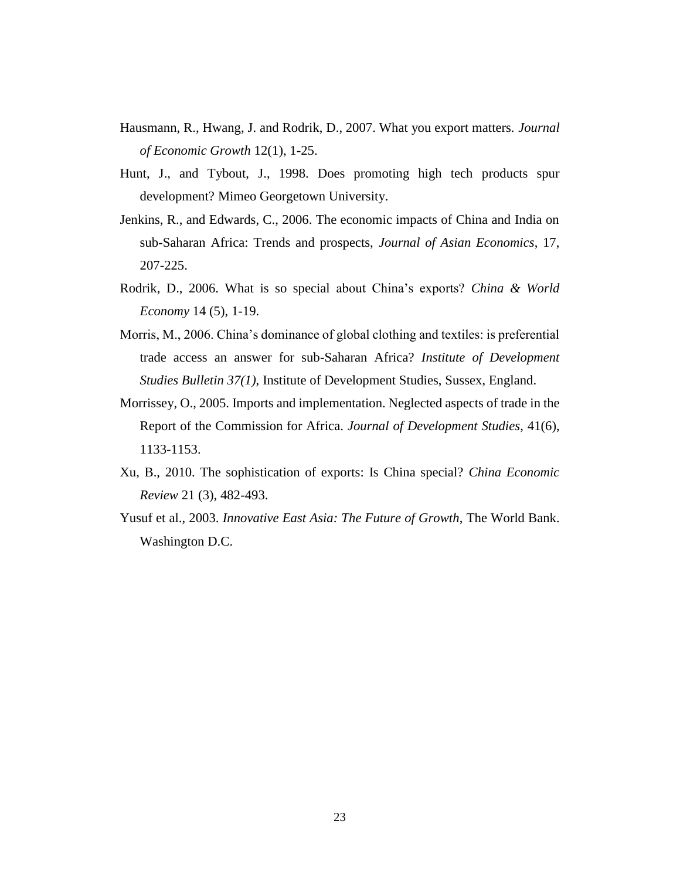Hausmann, R., Hwang, J. and Rodrik, D., 2007. What you export matters. *Journal of Economic Growth* 12(1), 1-25.

Hunt, J., and Tybout, J., 1998. Does promoting high tech products spur development? Mimeo Georgetown University.

Jenkins, R., and Edwards, C., 2006. The economic impacts of China and India on sub-Saharan Africa: Trends and prospects, *Journal of Asian Economics*, 17, 207-225.

Rodrik, D., 2006. What is so special about China's exports? *China & World Economy* 14 (5), 1-19.

Morris, M., 2006. China's dominance of global clothing and textiles: is preferential trade access an answer for sub-Saharan Africa? *Institute of Development Studies Bulletin 37(1)*, Institute of Development Studies, Sussex, England.

Morrissey, O., 2005. Imports and implementation. Neglected aspects of trade in the Report of the Commission for Africa. *Journal of Development Studies*, 41(6), 1133-1153.

Xu, B., 2010. The sophistication of exports: Is China special? *China Economic Review* 21 (3), 482-493.

Yusuf et al., 2003. *Innovative East Asia: The Future of Growth*, The World Bank. Washington D.C.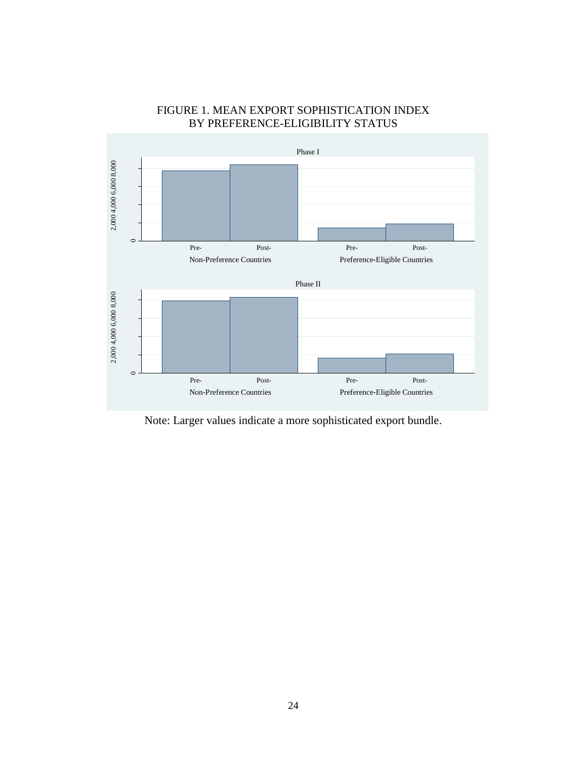FIGURE 1. MEAN EXPORT SOPHISTICATION INDEX BY PREFERENCE-ELIGIBILITY STATUS

Phase I

2,000 4,000 6,000 8,000

0

Pre- Post-

Non-Preference Countries

Pre- Post-

Preference-Eligible Countries

Phase II

2,000 4,000 6,000 8,000

0

Pre- Post-

Non-Preference Countries

Pre- Post-

Preference-Eligible Countries

Note: Larger values indicate a more sophisticated export bundle.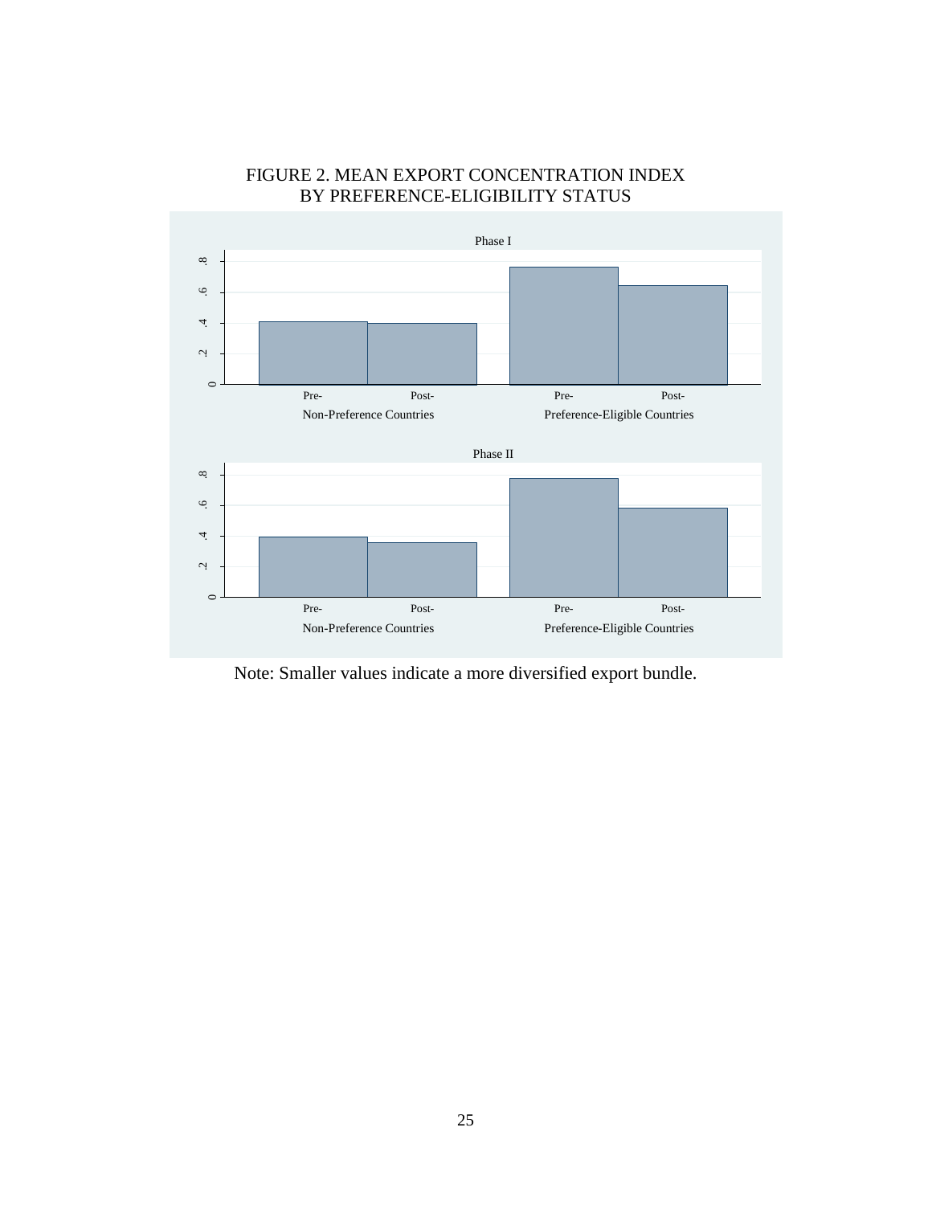FIGURE 2. MEAN EXPORT CONCENTRATION INDEX BY PREFERENCE-ELIGIBILITY STATUS

Phase I

Phase II

Note: Smaller values indicate a more diversified export bundle.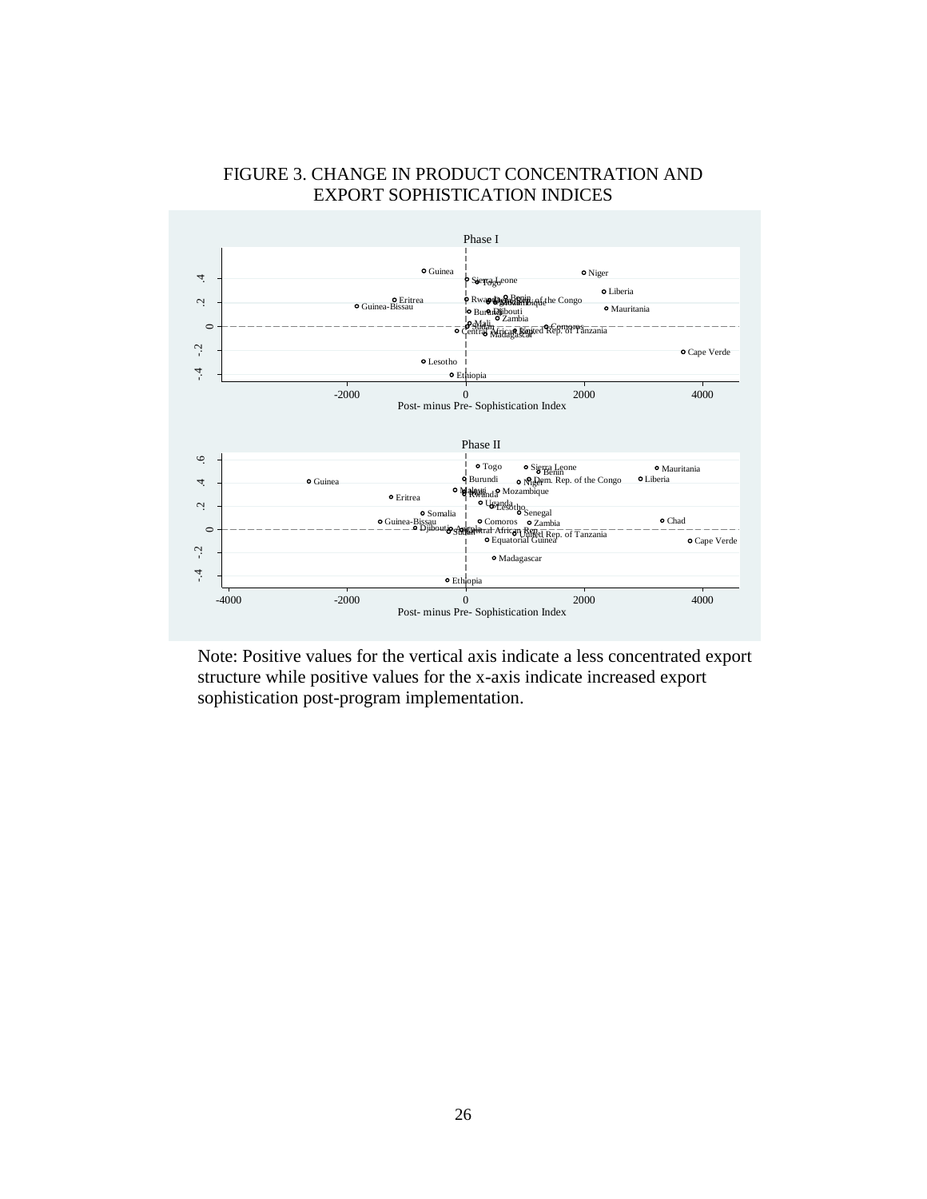# FIGURE 3. CHANGE IN PRODUCT CONCENTRATION AND EXPORT SOPHISTICATION INDICES

Note: Positive values for the vertical axis indicate a less concentrated export structure while positive values for the x-axis indicate increased export sophistication post-program implementation.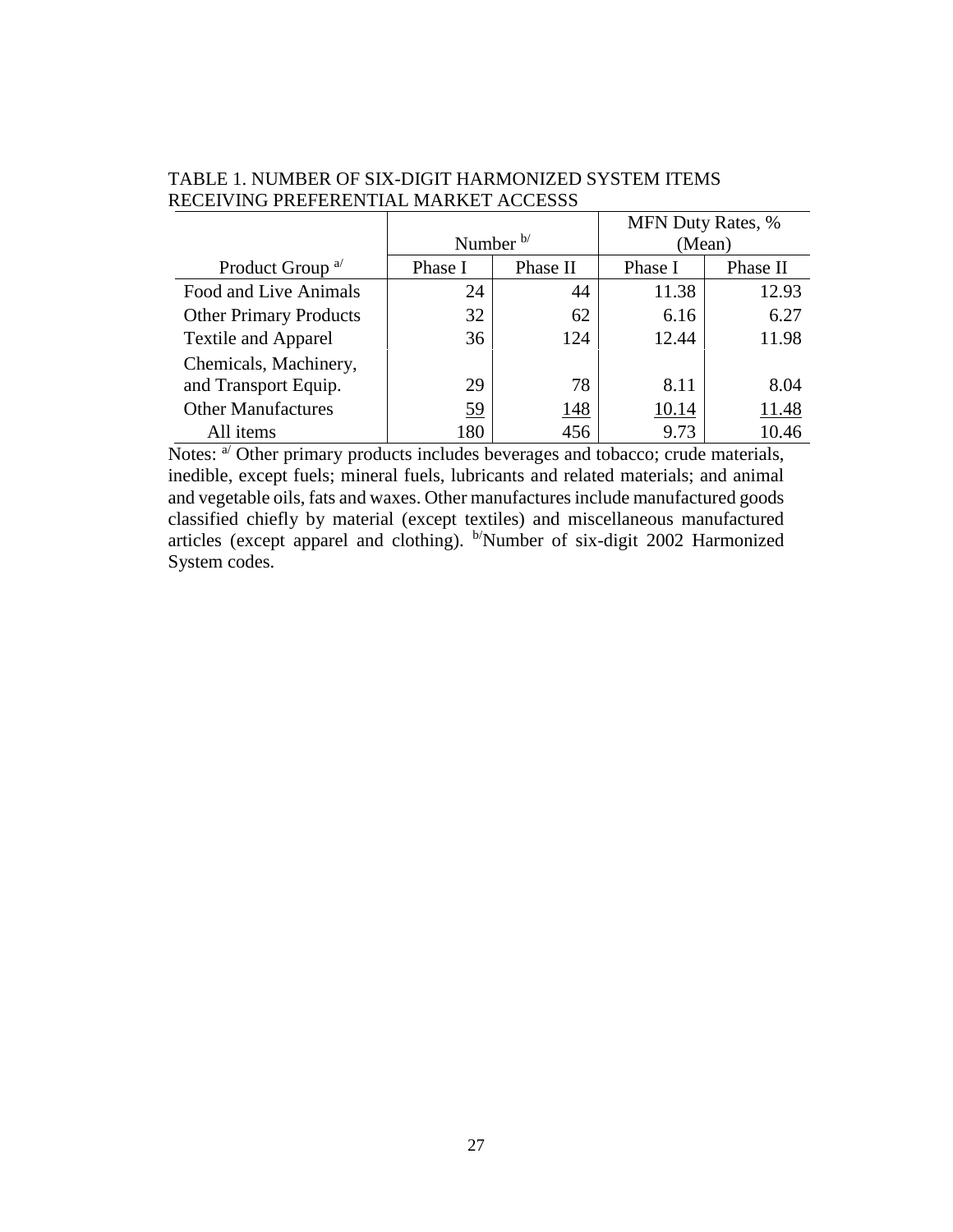TABLE 1. NUMBER OF SIX-DIGIT HARMONIZED SYSTEM ITEMS RECEIVING PREFERENTIAL MARKET ACCESSS

| | Number [b/] | | MFN Duty Rates, % (Mean) | |
|---|---|---|---|---|
| Product Group [a/] | Phase I | Phase II | Phase I | Phase II |
| Food and Live Animals | 24 | 44 | 11.38 | 12.93 |
| Other Primary Products | 32 | 62 | 6.16 | 6.27 |
| Textile and Apparel | 36 | 124 | 12.44 | 11.98 |
| Chemicals, Machinery, and Transport Equip. | 29 | 78 | 8.11 | 8.04 |
| Other Manufactures | 59 | 148 | 10.14 | 11.48 |
| All items | 180 | 456 | 9.73 | 10.46 |

Notes: [a/] Other primary products includes beverages and tobacco; crude materials, inedible, except fuels; mineral fuels, lubricants and related materials; and animal and vegetable oils, fats and waxes. Other manufactures include manufactured goods classified chiefly by material (except textiles) and miscellaneous manufactured articles (except apparel and clothing). [b/]Number of six-digit 2002 Harmonized System codes.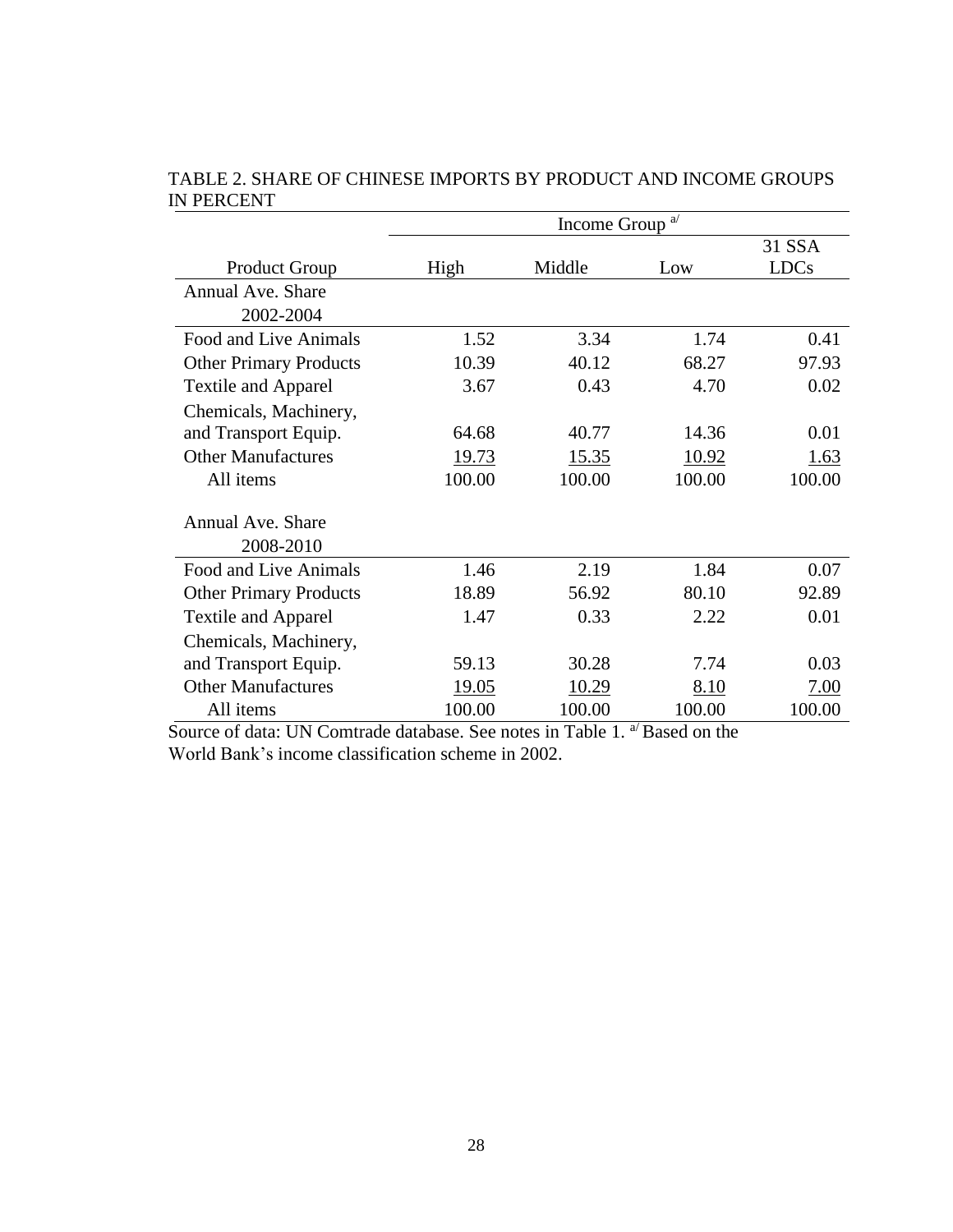TABLE 2. SHARE OF CHINESE IMPORTS BY PRODUCT AND INCOME GROUPS IN PERCENT

| | Income Group [a/] | | | |
|---|---|---|---|---|
| Product Group | High | Middle | Low | 31 SSA LDCs |
| Annual Ave. Share 2002-2004 | | | | |
| Food and Live Animals | 1.52 | 3.34 | 1.74 | 0.41 |
| Other Primary Products | 10.39 | 40.12 | 68.27 | 97.93 |
| Textile and Apparel | 3.67 | 0.43 | 4.70 | 0.02 |
| Chemicals, Machinery, and Transport Equip. | 64.68 | 40.77 | 14.36 | 0.01 |
| Other Manufactures | 19.73 | 15.35 | 10.92 | 1.63 |
| All items | 100.00 | 100.00 | 100.00 | 100.00 |
| Annual Ave. Share 2008-2010 | | | | |
| Food and Live Animals | 1.46 | 2.19 | 1.84 | 0.07 |
| Other Primary Products | 18.89 | 56.92 | 80.10 | 92.89 |
| Textile and Apparel | 1.47 | 0.33 | 2.22 | 0.01 |
| Chemicals, Machinery, and Transport Equip. | 59.13 | 30.28 | 7.74 | 0.03 |
| Other Manufactures | 19.05 | 10.29 | 8.10 | 7.00 |
| All items | 100.00 | 100.00 | 100.00 | 100.00 |

Source of data: UN Comtrade database. See notes in Table 1. [a/] Based on the World Bank's income classification scheme in 2002.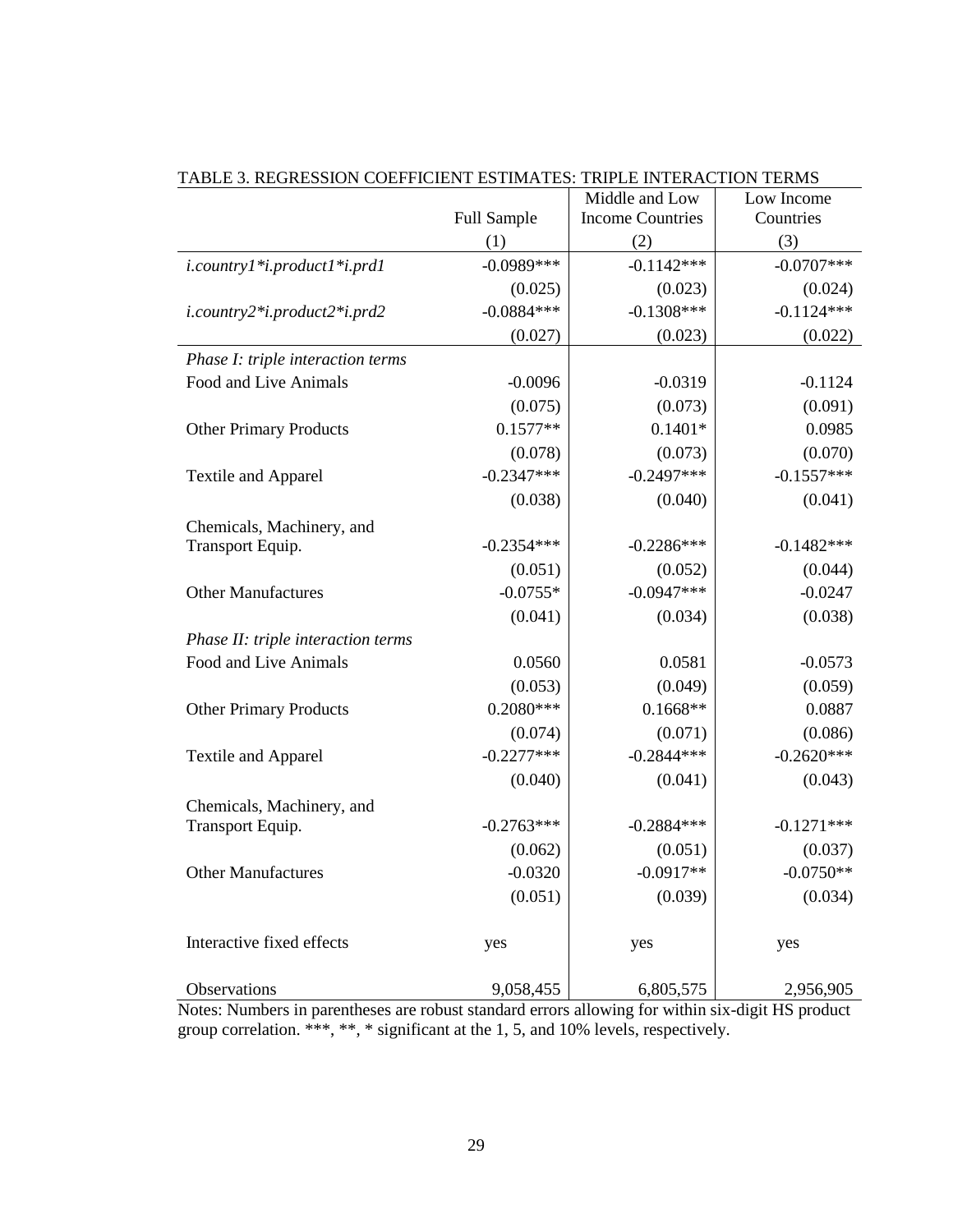TABLE 3. REGRESSION COEFFICIENT ESTIMATES: TRIPLE INTERACTION TERMS

| | Full Sample | Middle and Low Income Countries | Low Income Countries |
|---|---|---|---|
| | (1) | (2) | (3) |
| *i.country1\*i.product1\*i.prd1* | -0.0989*** | -0.1142*** | -0.0707*** |
| | (0.025) | (0.023) | (0.024) |
| *i.country2\*i.product2\*i.prd2* | -0.0884*** | -0.1308*** | -0.1124*** |
| | (0.027) | (0.023) | (0.022) |
| *Phase I: triple interaction terms* | | | |
| Food and Live Animals | -0.0096 | -0.0319 | -0.1124 |
| | (0.075) | (0.073) | (0.091) |
| Other Primary Products | 0.1577** | 0.1401* | 0.0985 |
| | (0.078) | (0.073) | (0.070) |
| Textile and Apparel | -0.2347*** | -0.2497*** | -0.1557*** |
| | (0.038) | (0.040) | (0.041) |
| Chemicals, Machinery, and Transport Equip. | -0.2354*** | -0.2286*** | -0.1482*** |
| | (0.051) | (0.052) | (0.044) |
| Other Manufactures | -0.0755* | -0.0947*** | -0.0247 |
| | (0.041) | (0.034) | (0.038) |
| *Phase II: triple interaction terms* | | | |
| Food and Live Animals | 0.0560 | 0.0581 | -0.0573 |
| | (0.053) | (0.049) | (0.059) |
| Other Primary Products | 0.2080*** | 0.1668** | 0.0887 |
| | (0.074) | (0.071) | (0.086) |
| Textile and Apparel | -0.2277*** | -0.2844*** | -0.2620*** |
| | (0.040) | (0.041) | (0.043) |
| Chemicals, Machinery, and Transport Equip. | -0.2763*** | -0.2884*** | -0.1271*** |
| | (0.062) | (0.051) | (0.037) |
| Other Manufactures | -0.0320 | -0.0917** | -0.0750** |
| | (0.051) | (0.039) | (0.034) |
| Interactive fixed effects | yes | yes | yes |
| Observations | 9,058,455 | 6,805,575 | 2,956,905 |

Notes: Numbers in parentheses are robust standard errors allowing for within six-digit HS product group correlation. ***, **, * significant at the 1, 5, and 10% levels, respectively.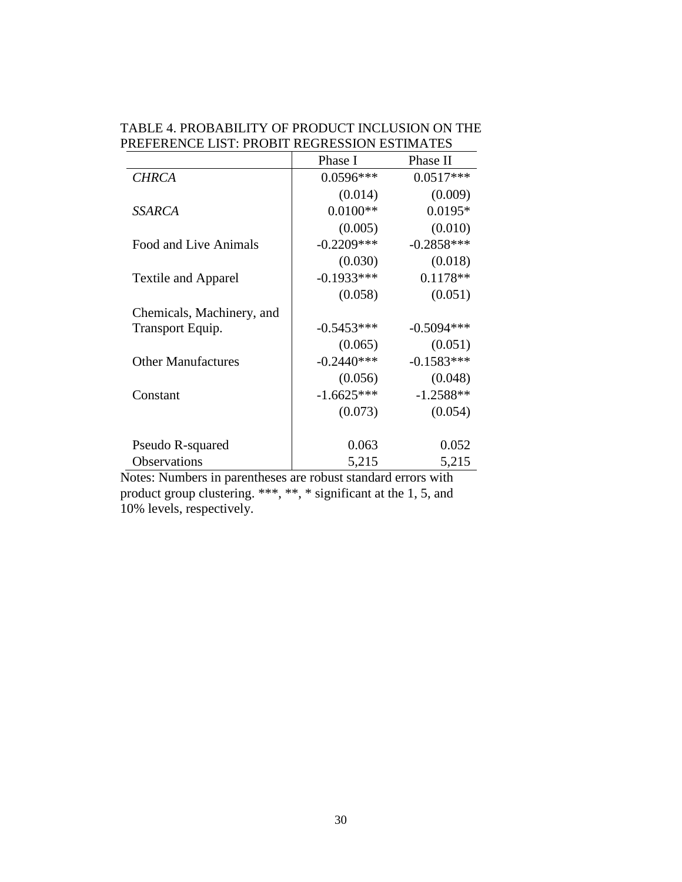TABLE 4. PROBABILITY OF PRODUCT INCLUSION ON THE PREFERENCE LIST: PROBIT REGRESSION ESTIMATES

| | Phase I | Phase II |
|---|---|---|
| *CHRCA* | 0.0596*** | 0.0517*** |
| | (0.014) | (0.009) |
| *SSARCA* | 0.0100** | 0.0195* |
| | (0.005) | (0.010) |
| Food and Live Animals | -0.2209*** | -0.2858*** |
| | (0.030) | (0.018) |
| Textile and Apparel | -0.1933*** | 0.1178** |
| | (0.058) | (0.051) |
| Chemicals, Machinery, and Transport Equip. | -0.5453*** | -0.5094*** |
| | (0.065) | (0.051) |
| Other Manufactures | -0.2440*** | -0.1583*** |
| | (0.056) | (0.048) |
| Constant | -1.6625*** | -1.2588** |
| | (0.073) | (0.054) |
| | | |
| Pseudo R-squared | 0.063 | 0.052 |
| Observations | 5,215 | 5,215 |

Notes: Numbers in parentheses are robust standard errors with product group clustering. ***, **, * significant at the 1, 5, and 10% levels, respectively.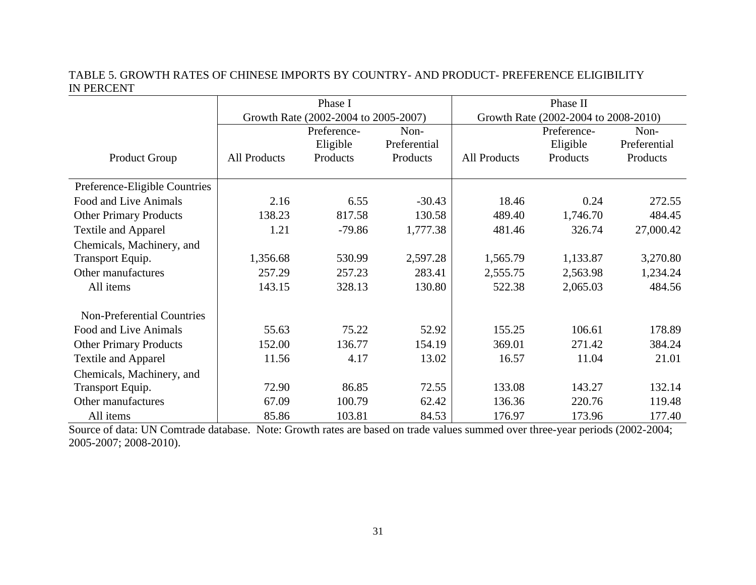TABLE 5. GROWTH RATES OF CHINESE IMPORTS BY COUNTRY- AND PRODUCT- PREFERENCE ELIGIBILITY IN PERCENT

| | Phase I Growth Rate (2002-2004 to 2005-2007) | | | Phase II Growth Rate (2002-2004 to 2008-2010) | | |
|---|---|---|---|---|---|---|
| Product Group | All Products | Preference-Eligible Products | Non-Preferential Products | All Products | Preference-Eligible Products | Non-Preferential Products |
| Preference-Eligible Countries | | | | | | |
| Food and Live Animals | 2.16 | 6.55 | -30.43 | 18.46 | 0.24 | 272.55 |
| Other Primary Products | 138.23 | 817.58 | 130.58 | 489.40 | 1,746.70 | 484.45 |
| Textile and Apparel | 1.21 | -79.86 | 1,777.38 | 481.46 | 326.74 | 27,000.42 |
| Chemicals, Machinery, and Transport Equip. | 1,356.68 | 530.99 | 2,597.28 | 1,565.79 | 1,133.87 | 3,270.80 |
| Other manufactures | 257.29 | 257.23 | 283.41 | 2,555.75 | 2,563.98 | 1,234.24 |
| All items | 143.15 | 328.13 | 130.80 | 522.38 | 2,065.03 | 484.56 |
| Non-Preferential Countries | | | | | | |
| Food and Live Animals | 55.63 | 75.22 | 52.92 | 155.25 | 106.61 | 178.89 |
| Other Primary Products | 152.00 | 136.77 | 154.19 | 369.01 | 271.42 | 384.24 |
| Textile and Apparel | 11.56 | 4.17 | 13.02 | 16.57 | 11.04 | 21.01 |
| Chemicals, Machinery, and Transport Equip. | 72.90 | 86.85 | 72.55 | 133.08 | 143.27 | 132.14 |
| Other manufactures | 67.09 | 100.79 | 62.42 | 136.36 | 220.76 | 119.48 |
| All items | 85.86 | 103.81 | 84.53 | 176.97 | 173.96 | 177.40 |

Source of data: UN Comtrade database. Note: Growth rates are based on trade values summed over three-year periods (2002-2004; 2005-2007; 2008-2010).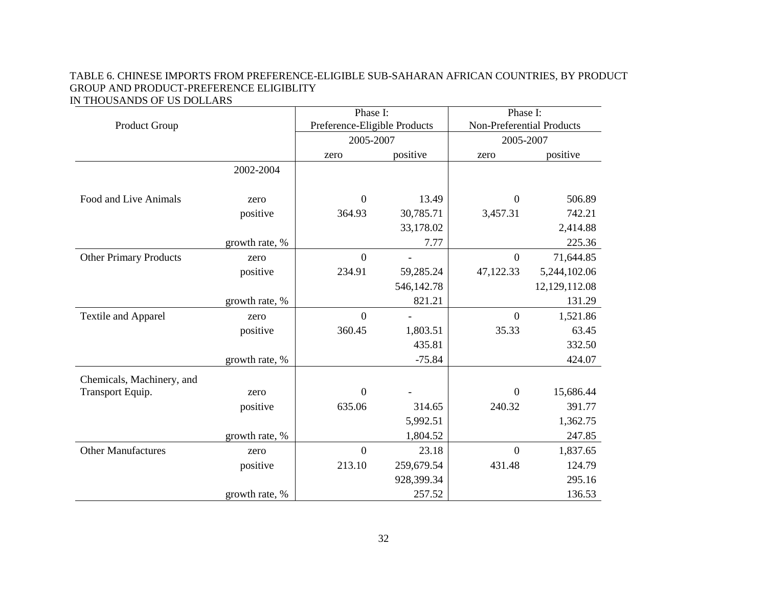TABLE 6. CHINESE IMPORTS FROM PREFERENCE-ELIGIBLE SUB-SAHARAN AFRICAN COUNTRIES, BY PRODUCT GROUP AND PRODUCT-PREFERENCE ELIGIBLITY
IN THOUSANDS OF US DOLLARS

| Product Group | | Phase I: Preference-Eligible Products | | Phase I: Non-Preferential Products | |
|---|---|---|---|---|---|
| | | 2005-2007 | | 2005-2007 | |
| | | zero | positive | zero | positive |
| | 2002-2004 | | | | |
| Food and Live Animals | zero | 0 | 13.49 | 0 | 506.89 |
| | positive | 364.93 | 30,785.71 | 3,457.31 | 742.21 |
| | | | 33,178.02 | | 2,414.88 |
| | growth rate, % | | 7.77 | | 225.36 |
| Other Primary Products | zero | 0 | - | 0 | 71,644.85 |
| | positive | 234.91 | 59,285.24 | 47,122.33 | 5,244,102.06 |
| | | | 546,142.78 | | 12,129,112.08 |
| | growth rate, % | | 821.21 | | 131.29 |
| Textile and Apparel | zero | 0 | - | 0 | 1,521.86 |
| | positive | 360.45 | 1,803.51 | 35.33 | 63.45 |
| | | | 435.81 | | 332.50 |
| | growth rate, % | | -75.84 | | 424.07 |
| Chemicals, Machinery, and Transport Equip. | zero | 0 | - | 0 | 15,686.44 |
| | positive | 635.06 | 314.65 | 240.32 | 391.77 |
| | | | 5,992.51 | | 1,362.75 |
| | growth rate, % | | 1,804.52 | | 247.85 |
| Other Manufactures | zero | 0 | 23.18 | 0 | 1,837.65 |
| | positive | 213.10 | 259,679.54 | 431.48 | 124.79 |
| | | | 928,399.34 | | 295.16 |
| | growth rate, % | | 257.52 | | 136.53 |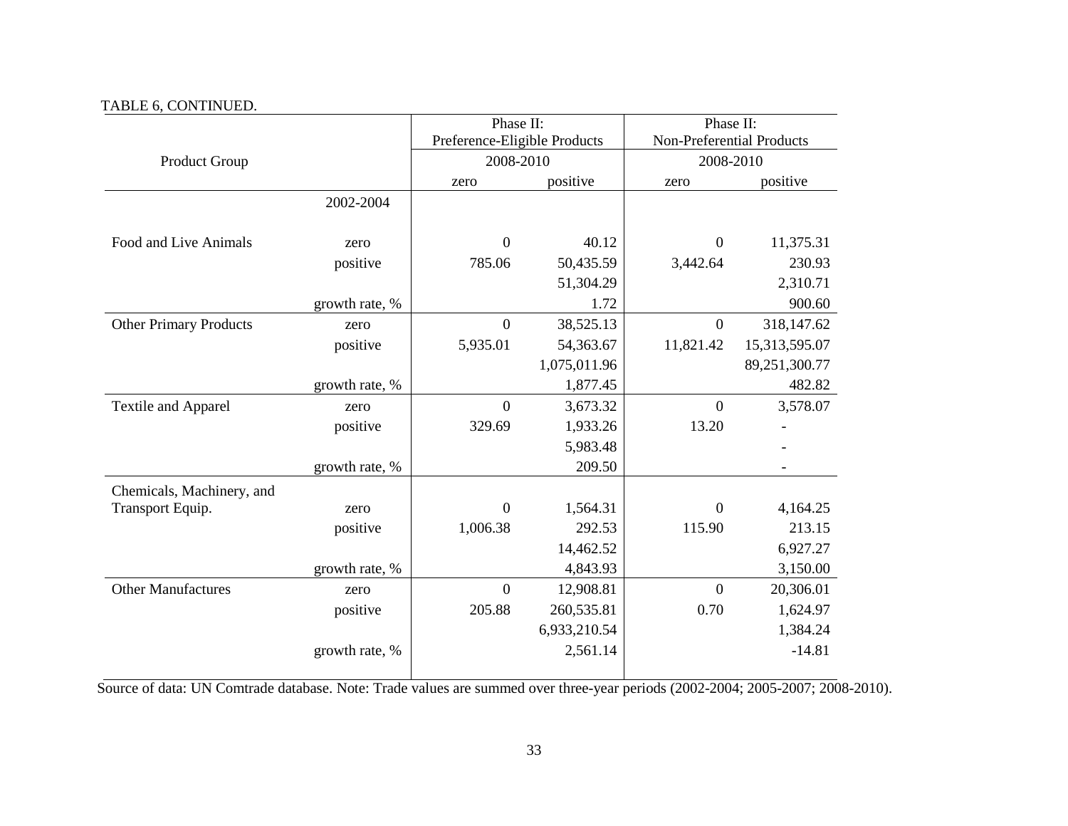TABLE 6, CONTINUED.

| Product Group | | Phase II: Preference-Eligible Products | | Phase II: Non-Preferential Products | |
|---|---|---|---|---|---|
| | | 2008-2010 | | 2008-2010 | |
| | | zero | positive | zero | positive |
| | 2002-2004 | | | | |
| Food and Live Animals | zero | 0 | 40.12 | 0 | 11,375.31 |
| | positive | 785.06 | 50,435.59 | 3,442.64 | 230.93 |
| | | | 51,304.29 | | 2,310.71 |
| | growth rate, % | | 1.72 | | 900.60 |
| Other Primary Products | zero | 0 | 38,525.13 | 0 | 318,147.62 |
| | positive | 5,935.01 | 54,363.67 | 11,821.42 | 15,313,595.07 |
| | | | 1,075,011.96 | | 89,251,300.77 |
| | growth rate, % | | 1,877.45 | | 482.82 |
| Textile and Apparel | zero | 0 | 3,673.32 | 0 | 3,578.07 |
| | positive | 329.69 | 1,933.26 | 13.20 | - |
| | | | 5,983.48 | | - |
| | growth rate, % | | 209.50 | | - |
| Chemicals, Machinery, and Transport Equip. | zero | 0 | 1,564.31 | 0 | 4,164.25 |
| | positive | 1,006.38 | 292.53 | 115.90 | 213.15 |
| | | | 14,462.52 | | 6,927.27 |
| | growth rate, % | | 4,843.93 | | 3,150.00 |
| Other Manufactures | zero | 0 | 12,908.81 | 0 | 20,306.01 |
| | positive | 205.88 | 260,535.81 | 0.70 | 1,624.97 |
| | | | 6,933,210.54 | | 1,384.24 |
| | growth rate, % | | 2,561.14 | | -14.81 |

Source of data: UN Comtrade database. Note: Trade values are summed over three-year periods (2002-2004; 2005-2007; 2008-2010).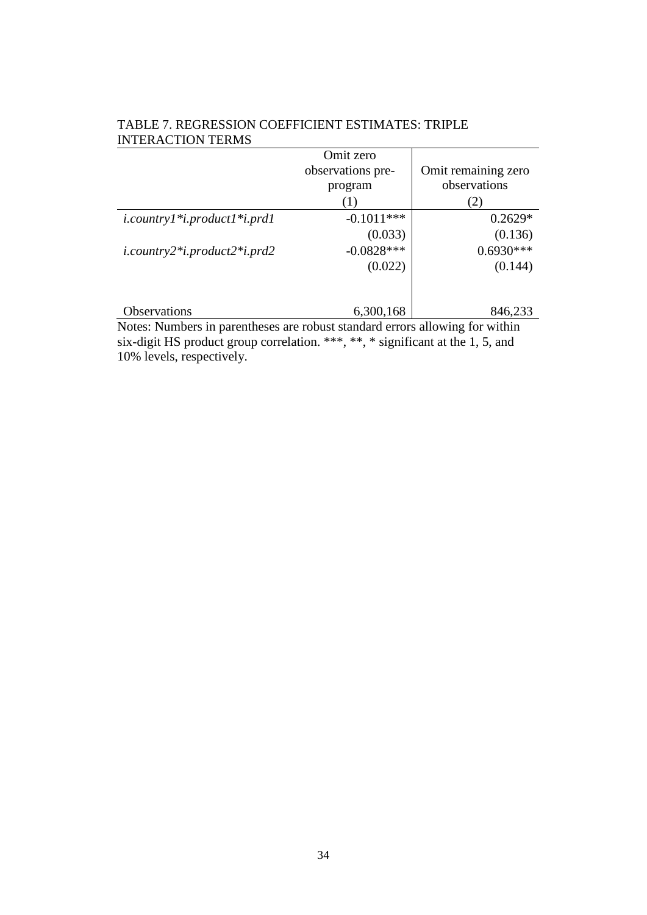TABLE 7. REGRESSION COEFFICIENT ESTIMATES: TRIPLE INTERACTION TERMS

| | Omit zero observations pre-program | Omit remaining zero observations |
|---|---|---|
| | (1) | (2) |
| *i.country1*i.product1*i.prd1* | -0.1011*** | 0.2629* |
| | (0.033) | (0.136) |
| *i.country2*i.product2*i.prd2* | -0.0828*** | 0.6930*** |
| | (0.022) | (0.144) |
| Observations | 6,300,168 | 846,233 |

Notes: Numbers in parentheses are robust standard errors allowing for within six-digit HS product group correlation. ***, **, * significant at the 1, 5, and 10% levels, respectively.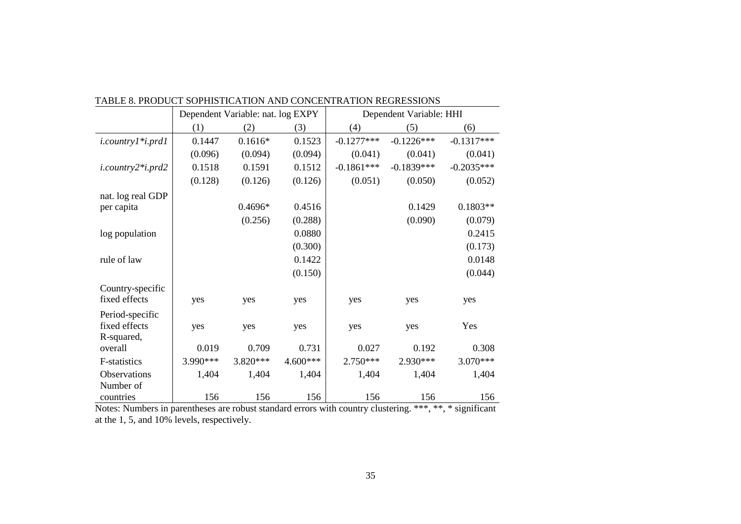TABLE 8. PRODUCT SOPHISTICATION AND CONCENTRATION REGRESSIONS

| | Dependent Variable: nat. log EXPY | | | Dependent Variable: HHI | | |
|---|---|---|---|---|---|---|
| | (1) | (2) | (3) | (4) | (5) | (6) |
| *i.country1*i.prd1* | 0.1447 | 0.1616* | 0.1523 | -0.1277*** | -0.1226*** | -0.1317*** |
| | (0.096) | (0.094) | (0.094) | (0.041) | (0.041) | (0.041) |
| *i.country2*i.prd2* | 0.1518 | 0.1591 | 0.1512 | -0.1861*** | -0.1839*** | -0.2035*** |
| | (0.128) | (0.126) | (0.126) | (0.051) | (0.050) | (0.052) |
| nat. log real GDP per capita | | 0.4696* | 0.4516 | | 0.1429 | 0.1803** |
| | | (0.256) | (0.288) | | (0.090) | (0.079) |
| log population | | | 0.0880 | | | 0.2415 |
| | | | (0.300) | | | (0.173) |
| rule of law | | | 0.1422 | | | 0.0148 |
| | | | (0.150) | | | (0.044) |
| Country-specific fixed effects | yes | yes | yes | yes | yes | yes |
| Period-specific fixed effects | yes | yes | yes | yes | yes | Yes |
| R-squared, overall | 0.019 | 0.709 | 0.731 | 0.027 | 0.192 | 0.308 |
| F-statistics | 3.990*** | 3.820*** | 4.600*** | 2.750*** | 2.930*** | 3.070*** |
| Observations | 1,404 | 1,404 | 1,404 | 1,404 | 1,404 | 1,404 |
| Number of countries | 156 | 156 | 156 | 156 | 156 | 156 |

Notes: Numbers in parentheses are robust standard errors with country clustering. ***, **, * significant at the 1, 5, and 10% levels, respectively.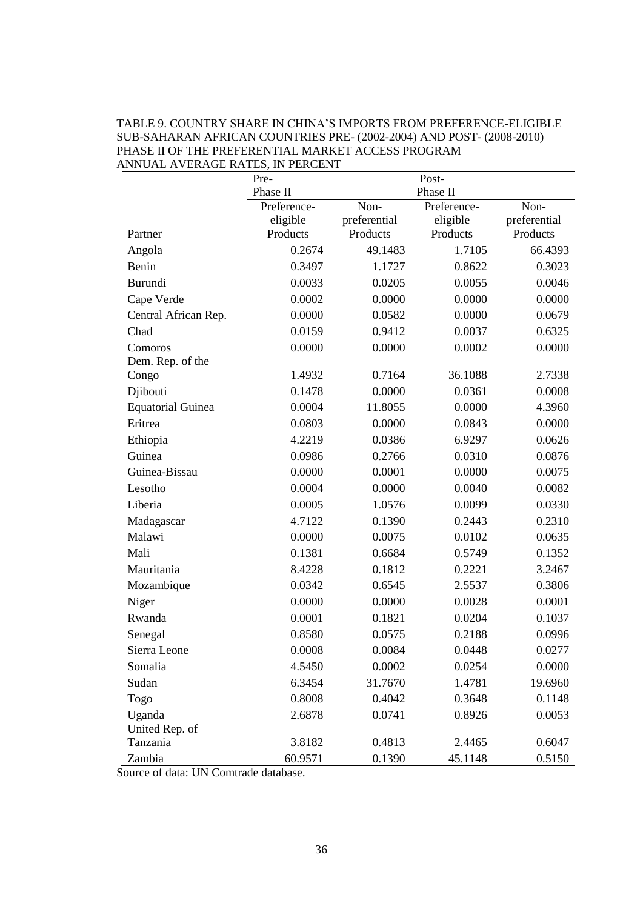TABLE 9. COUNTRY SHARE IN CHINA'S IMPORTS FROM PREFERENCE-ELIGIBLE SUB-SAHARAN AFRICAN COUNTRIES PRE- (2002-2004) AND POST- (2008-2010) PHASE II OF THE PREFERENTIAL MARKET ACCESS PROGRAM
ANNUAL AVERAGE RATES, IN PERCENT

| | Pre-Phase II | | Post-Phase II | |
|---|---|---|---|---|
| Partner | Preference-eligible Products | Non-preferential Products | Preference-eligible Products | Non-preferential Products |
| Angola | 0.2674 | 49.1483 | 1.7105 | 66.4393 |
| Benin | 0.3497 | 1.1727 | 0.8622 | 0.3023 |
| Burundi | 0.0033 | 0.0205 | 0.0055 | 0.0046 |
| Cape Verde | 0.0002 | 0.0000 | 0.0000 | 0.0000 |
| Central African Rep. | 0.0000 | 0.0582 | 0.0000 | 0.0679 |
| Chad | 0.0159 | 0.9412 | 0.0037 | 0.6325 |
| Comoros | 0.0000 | 0.0000 | 0.0002 | 0.0000 |
| Dem. Rep. of the Congo | 1.4932 | 0.7164 | 36.1088 | 2.7338 |
| Djibouti | 0.1478 | 0.0000 | 0.0361 | 0.0008 |
| Equatorial Guinea | 0.0004 | 11.8055 | 0.0000 | 4.3960 |
| Eritrea | 0.0803 | 0.0000 | 0.0843 | 0.0000 |
| Ethiopia | 4.2219 | 0.0386 | 6.9297 | 0.0626 |
| Guinea | 0.0986 | 0.2766 | 0.0310 | 0.0876 |
| Guinea-Bissau | 0.0000 | 0.0001 | 0.0000 | 0.0075 |
| Lesotho | 0.0004 | 0.0000 | 0.0040 | 0.0082 |
| Liberia | 0.0005 | 1.0576 | 0.0099 | 0.0330 |
| Madagascar | 4.7122 | 0.1390 | 0.2443 | 0.2310 |
| Malawi | 0.0000 | 0.0075 | 0.0102 | 0.0635 |
| Mali | 0.1381 | 0.6684 | 0.5749 | 0.1352 |
| Mauritania | 8.4228 | 0.1812 | 0.2221 | 3.2467 |
| Mozambique | 0.0342 | 0.6545 | 2.5537 | 0.3806 |
| Niger | 0.0000 | 0.0000 | 0.0028 | 0.0001 |
| Rwanda | 0.0001 | 0.1821 | 0.0204 | 0.1037 |
| Senegal | 0.8580 | 0.0575 | 0.2188 | 0.0996 |
| Sierra Leone | 0.0008 | 0.0084 | 0.0448 | 0.0277 |
| Somalia | 4.5450 | 0.0002 | 0.0254 | 0.0000 |
| Sudan | 6.3454 | 31.7670 | 1.4781 | 19.6960 |
| Togo | 0.8008 | 0.4042 | 0.3648 | 0.1148 |
| Uganda | 2.6878 | 0.0741 | 0.8926 | 0.0053 |
| United Rep. of Tanzania | 3.8182 | 0.4813 | 2.4465 | 0.6047 |
| Zambia | 60.9571 | 0.1390 | 45.1148 | 0.5150 |

Source of data: UN Comtrade database.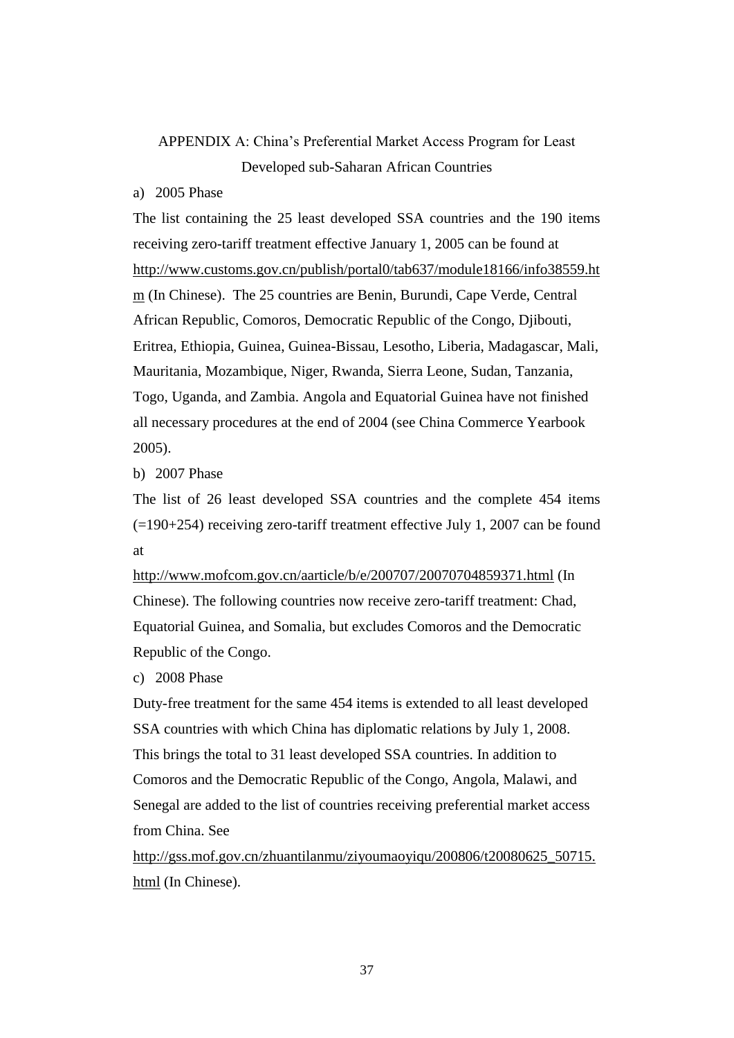## APPENDIX A: China's Preferential Market Access Program for Least Developed sub-Saharan African Countries

a) 2005 Phase

The list containing the 25 least developed SSA countries and the 190 items receiving zero-tariff treatment effective January 1, 2005 can be found at http://www.customs.gov.cn/publish/portal0/tab637/module18166/info38559.htm (In Chinese). The 25 countries are Benin, Burundi, Cape Verde, Central African Republic, Comoros, Democratic Republic of the Congo, Djibouti, Eritrea, Ethiopia, Guinea, Guinea-Bissau, Lesotho, Liberia, Madagascar, Mali, Mauritania, Mozambique, Niger, Rwanda, Sierra Leone, Sudan, Tanzania, Togo, Uganda, and Zambia. Angola and Equatorial Guinea have not finished all necessary procedures at the end of 2004 (see China Commerce Yearbook 2005).

b) 2007 Phase

The list of 26 least developed SSA countries and the complete 454 items (=190+254) receiving zero-tariff treatment effective July 1, 2007 can be found at

http://www.mofcom.gov.cn/aarticle/b/e/200707/20070704859371.html (In Chinese). The following countries now receive zero-tariff treatment: Chad, Equatorial Guinea, and Somalia, but excludes Comoros and the Democratic Republic of the Congo.

c) 2008 Phase

Duty-free treatment for the same 454 items is extended to all least developed SSA countries with which China has diplomatic relations by July 1, 2008. This brings the total to 31 least developed SSA countries. In addition to Comoros and the Democratic Republic of the Congo, Angola, Malawi, and Senegal are added to the list of countries receiving preferential market access from China. See

http://gss.mof.gov.cn/zhuantilanmu/ziyoumaoyiqu/200806/t20080625_50715.html (In Chinese).